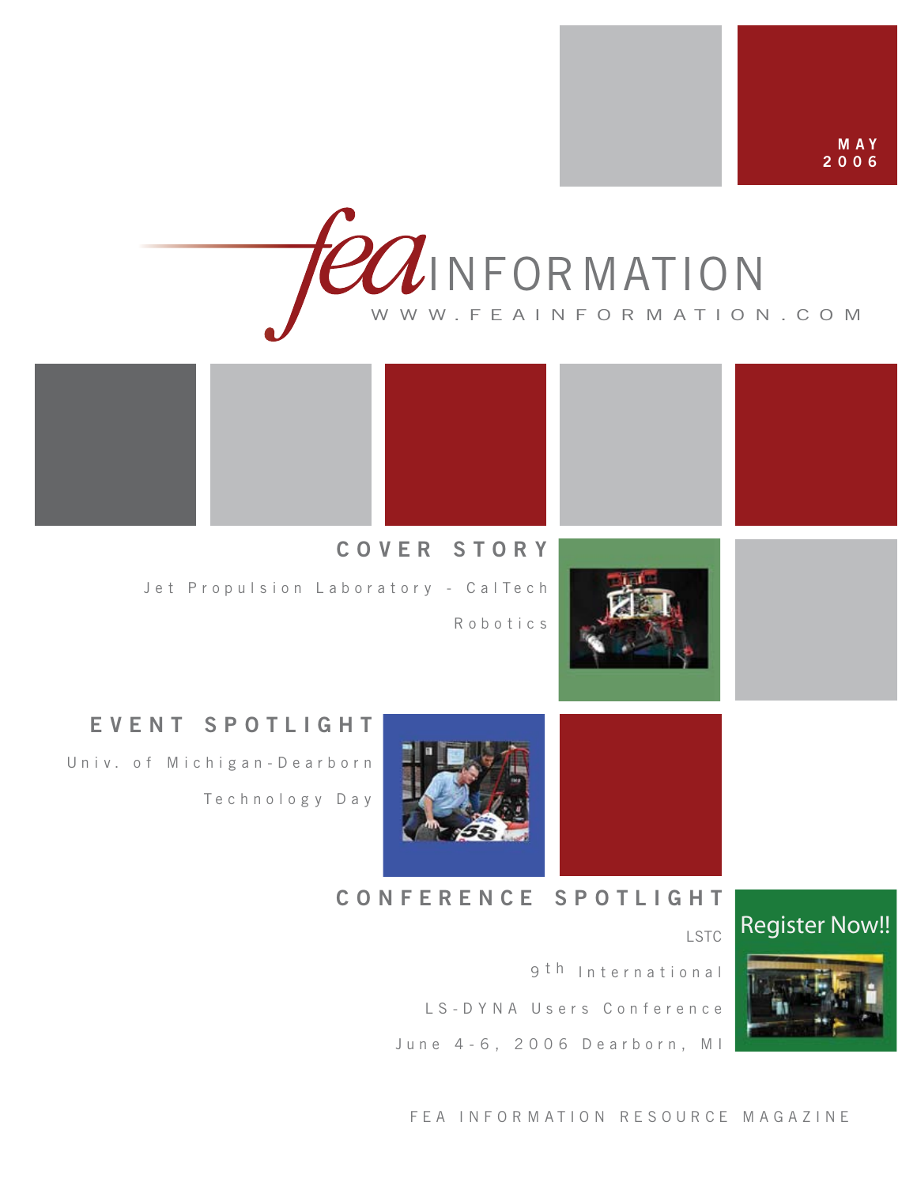MAY 2006

# fea INFORMATION

WWW.FEAINFORMATION.COM

## COVER STORY

Jet Propulsion Laboratory - CalTech

Robotics

## EVENT SPOTLIGHT

Univ. of Michigan-Dearborn

Technology Day

## CONFERENCE SPOTLIGHT

LSTC

9th International

LS-DYNA Users Conference

June 4-6, 2006 Dearborn, MI

Register Now!!

FEA INFORMATION RESOURCE MAGAZINE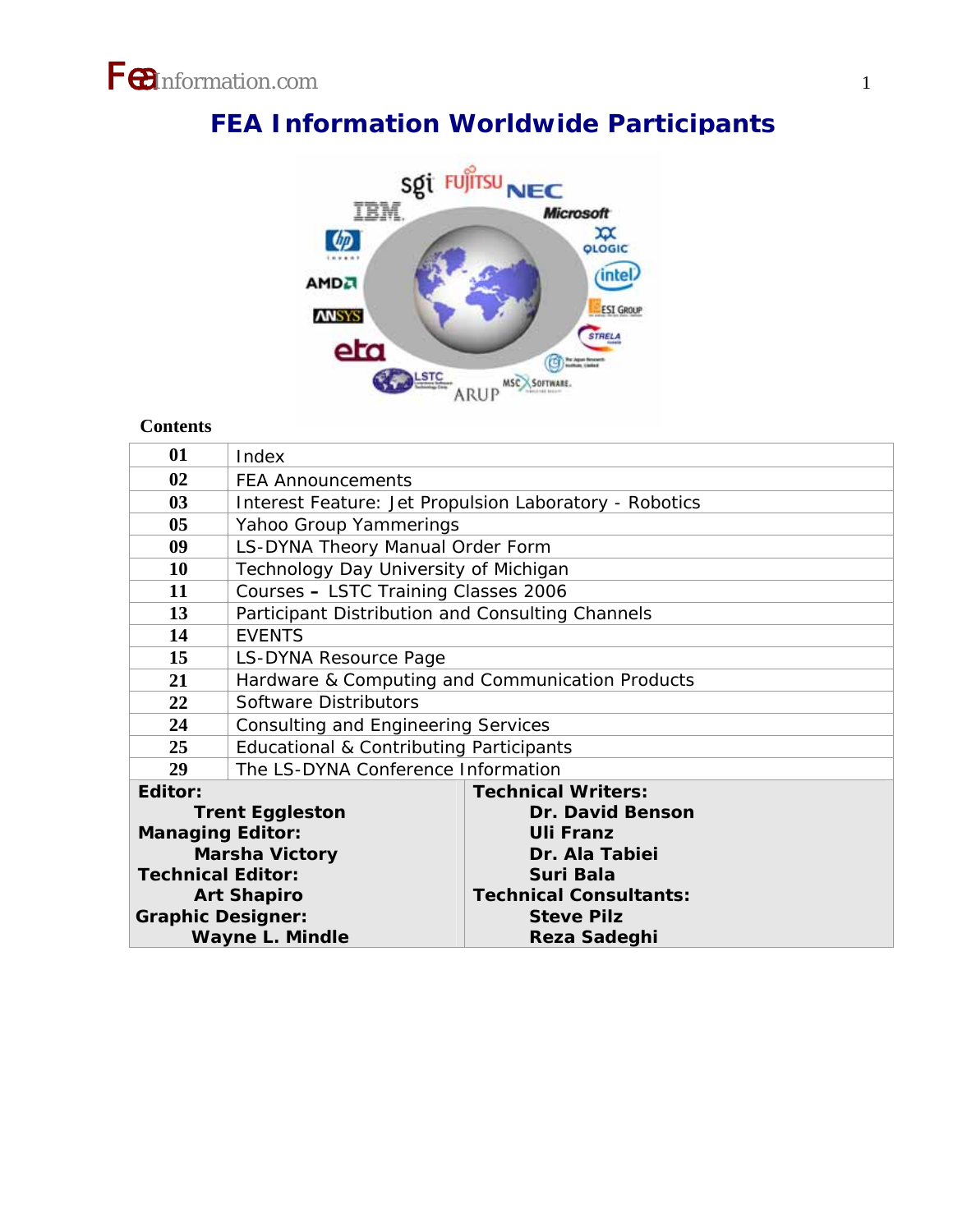# FEA Information Worldwide Participants

**Contents**

| | |
|---|---|
| 01 | Index |
| 02 | FEA Announcements |
| 03 | Interest Feature: Jet Propulsion Laboratory - Robotics |
| 05 | Yahoo Group Yammerings |
| 09 | LS-DYNA Theory Manual Order Form |
| 10 | Technology Day University of Michigan |
| 11 | Courses – LSTC Training Classes 2006 |
| 13 | Participant Distribution and Consulting Channels |
| 14 | EVENTS |
| 15 | LS-DYNA Resource Page |
| 21 | Hardware & Computing and Communication Products |
| 22 | Software Distributors |
| 24 | Consulting and Engineering Services |
| 25 | Educational & Contributing Participants |
| 29 | The LS-DYNA Conference Information |

**Editor:**
**Trent Eggleston**
**Managing Editor:**
**Marsha Victory**
**Technical Editor:**
**Art Shapiro**
**Graphic Designer:**
**Wayne L. Mindle**

**Technical Writers:**
**Dr. David Benson**
**Uli Franz**
**Dr. Ala Tabiei**
**Suri Bala**
**Technical Consultants:**
**Steve Pilz**
**Reza Sadeghi**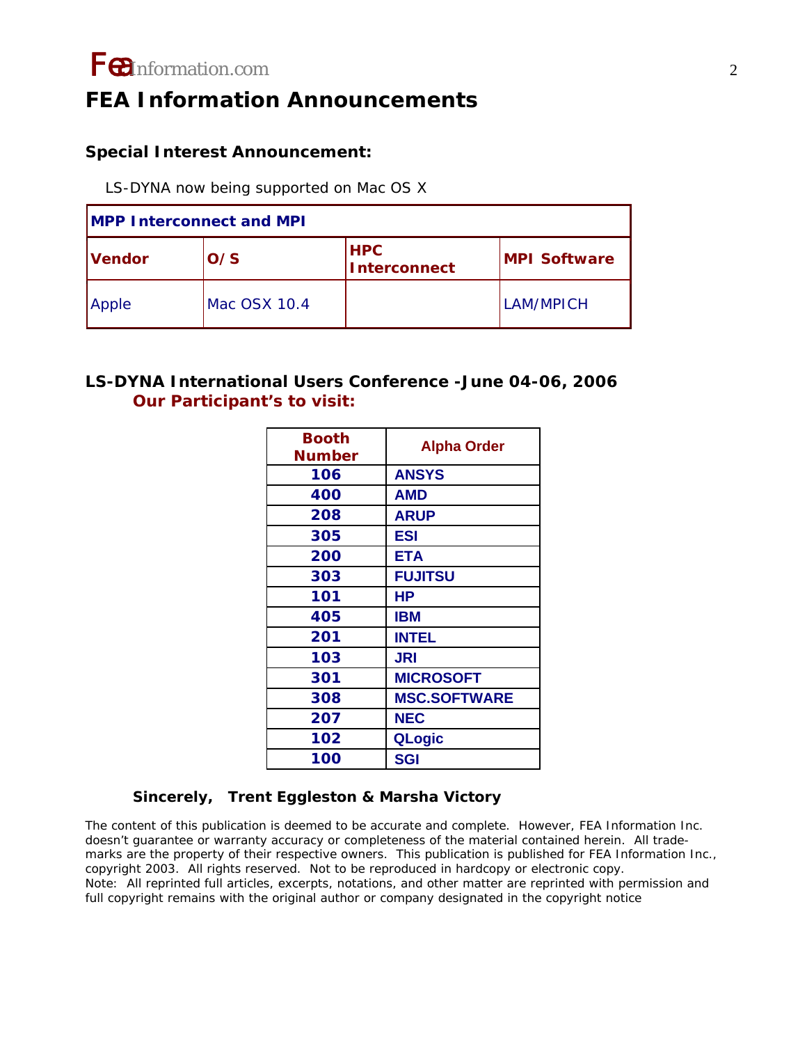# FEA Information Announcements

### Special Interest Announcement:

LS-DYNA now being supported on Mac OS X

| MPP Interconnect and MPI | | | |
|---|---|---|---|
| **Vendor** | **O/S** | **HPC Interconnect** | **MPI Software** |
| Apple | Mac OSX 10.4 | | LAM/MPICH |

### LS-DYNA International Users Conference -June 04-06, 2006

**Our Participant's to visit:**

| Booth Number | Alpha Order |
|---|---|
| 106 | ANSYS |
| 400 | AMD |
| 208 | ARUP |
| 305 | ESI |
| 200 | ETA |
| 303 | FUJITSU |
| 101 | HP |
| 405 | IBM |
| 201 | INTEL |
| 103 | JRI |
| 301 | MICROSOFT |
| 308 | MSC.SOFTWARE |
| 207 | NEC |
| 102 | QLogic |
| 100 | SGI |

**Sincerely, Trent Eggleston & Marsha Victory**

The content of this publication is deemed to be accurate and complete. However, FEA Information Inc. doesn't guarantee or warranty accuracy or completeness of the material contained herein. All trade-marks are the property of their respective owners. This publication is published for FEA Information Inc., copyright 2003. All rights reserved. Not to be reproduced in hardcopy or electronic copy.
Note: All reprinted full articles, excerpts, notations, and other matter are reprinted with permission and full copyright remains with the original author or company designated in the copyright notice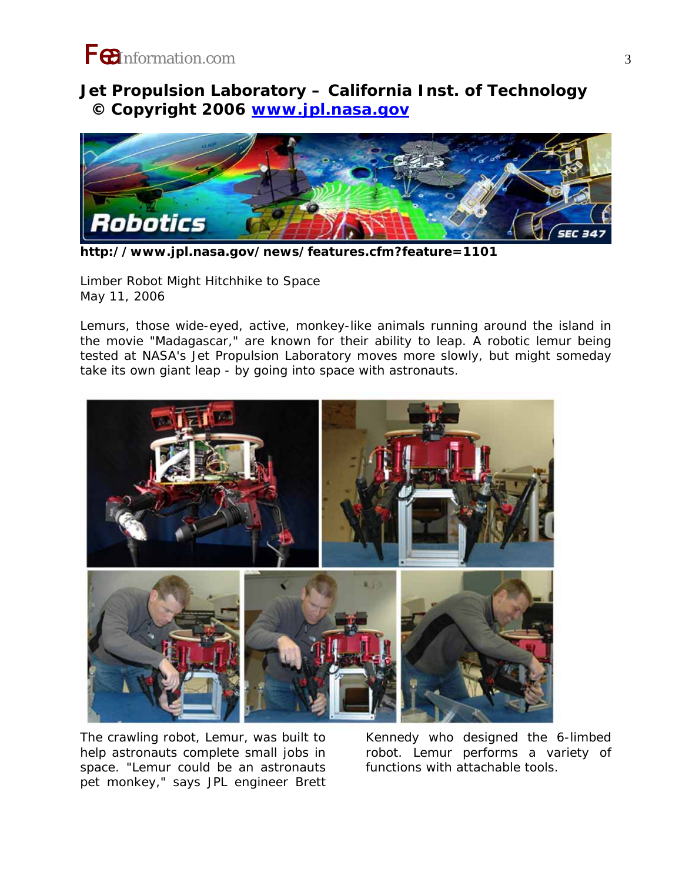## Jet Propulsion Laboratory – California Inst. of Technology © Copyright 2006 [www.jpl.nasa.gov](http://www.jpl.nasa.gov)

**http://www.jpl.nasa.gov/news/features.cfm?feature=1101**

Limber Robot Might Hitchhike to Space
May 11, 2006

Lemurs, those wide-eyed, active, monkey-like animals running around the island in the movie "Madagascar," are known for their ability to leap. A robotic lemur being tested at NASA's Jet Propulsion Laboratory moves more slowly, but might someday take its own giant leap - by going into space with astronauts.

The crawling robot, Lemur, was built to help astronauts complete small jobs in space. "Lemur could be an astronauts pet monkey," says JPL engineer Brett Kennedy who designed the 6-limbed robot. Lemur performs a variety of functions with attachable tools.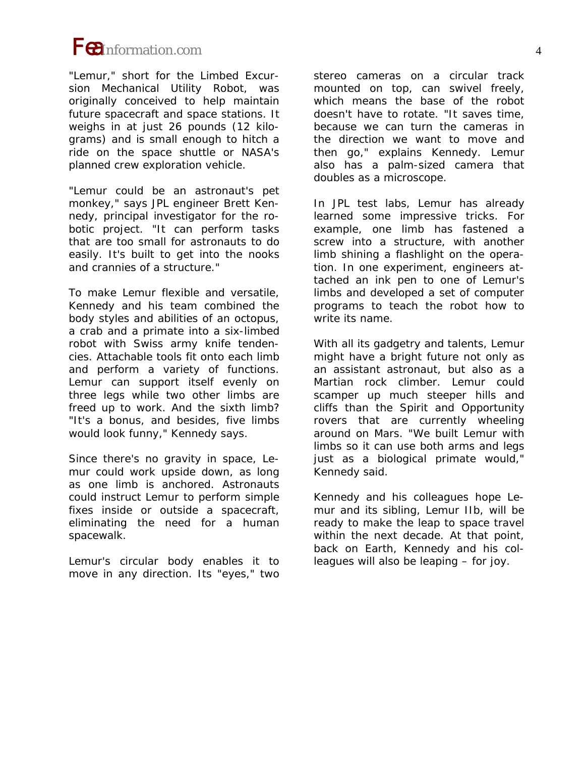"Lemur," short for the Limbed Excursion Mechanical Utility Robot, was originally conceived to help maintain future spacecraft and space stations. It weighs in at just 26 pounds (12 kilograms) and is small enough to hitch a ride on the space shuttle or NASA's planned crew exploration vehicle.

"Lemur could be an astronaut's pet monkey," says JPL engineer Brett Kennedy, principal investigator for the robotic project. "It can perform tasks that are too small for astronauts to do easily. It's built to get into the nooks and crannies of a structure."

To make Lemur flexible and versatile, Kennedy and his team combined the body styles and abilities of an octopus, a crab and a primate into a six-limbed robot with Swiss army knife tendencies. Attachable tools fit onto each limb and perform a variety of functions. Lemur can support itself evenly on three legs while two other limbs are freed up to work. And the sixth limb? "It's a bonus, and besides, five limbs would look funny," Kennedy says.

Since there's no gravity in space, Lemur could work upside down, as long as one limb is anchored. Astronauts could instruct Lemur to perform simple fixes inside or outside a spacecraft, eliminating the need for a human spacewalk.

Lemur's circular body enables it to move in any direction. Its "eyes," two stereo cameras on a circular track mounted on top, can swivel freely, which means the base of the robot doesn't have to rotate. "It saves time, because we can turn the cameras in the direction we want to move and then go," explains Kennedy. Lemur also has a palm-sized camera that doubles as a microscope.

In JPL test labs, Lemur has already learned some impressive tricks. For example, one limb has fastened a screw into a structure, with another limb shining a flashlight on the operation. In one experiment, engineers attached an ink pen to one of Lemur's limbs and developed a set of computer programs to teach the robot how to write its name.

With all its gadgetry and talents, Lemur might have a bright future not only as an assistant astronaut, but also as a Martian rock climber. Lemur could scamper up much steeper hills and cliffs than the Spirit and Opportunity rovers that are currently wheeling around on Mars. "We built Lemur with limbs so it can use both arms and legs just as a biological primate would," Kennedy said.

Kennedy and his colleagues hope Lemur and its sibling, Lemur IIb, will be ready to make the leap to space travel within the next decade. At that point, back on Earth, Kennedy and his colleagues will also be leaping – for joy.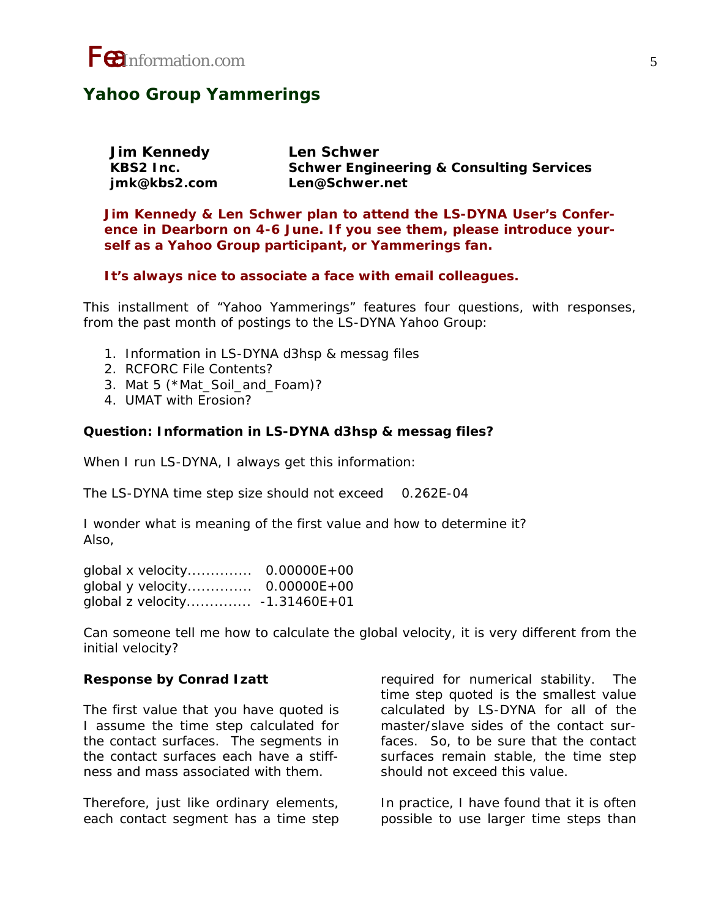## Yahoo Group Yammerings

| | |
|---|---|
| **Jim Kennedy** | **Len Schwer** |
| **KBS2 Inc.** | **Schwer Engineering & Consulting Services** |
| **jmk@kbs2.com** | **Len@Schwer.net** |

**Jim Kennedy & Len Schwer plan to attend the LS-DYNA User's Conference in Dearborn on 4-6 June. If you see them, please introduce yourself as a Yahoo Group participant, or Yammerings fan.**

**It's always nice to associate a face with email colleagues.**

This installment of "Yahoo Yammerings" features four questions, with responses, from the past month of postings to the LS-DYNA Yahoo Group:

1. Information in LS-DYNA d3hsp & messag files
2. RCFORC File Contents?
3. Mat 5 (*Mat_Soil_and_Foam)?
4. UMAT with Erosion?

**Question: Information in LS-DYNA d3hsp & messag files?**

When I run LS-DYNA, I always get this information:

The LS-DYNA time step size should not exceed 0.262E-04

I wonder what is meaning of the first value and how to determine it?
Also,

```
global x velocity.............  0.00000E+00
global y velocity.............  0.00000E+00
global z velocity............. -1.31460E+01
```

Can someone tell me how to calculate the global velocity, it is very different from the initial velocity?

**Response by Conrad Izatt**

The first value that you have quoted is I assume the time step calculated for the contact surfaces. The segments in the contact surfaces each have a stiffness and mass associated with them.

Therefore, just like ordinary elements, each contact segment has a time step required for numerical stability. The time step quoted is the smallest value calculated by LS-DYNA for all of the master/slave sides of the contact surfaces. So, to be sure that the contact surfaces remain stable, the time step should not exceed this value.

In practice, I have found that it is often possible to use larger time steps than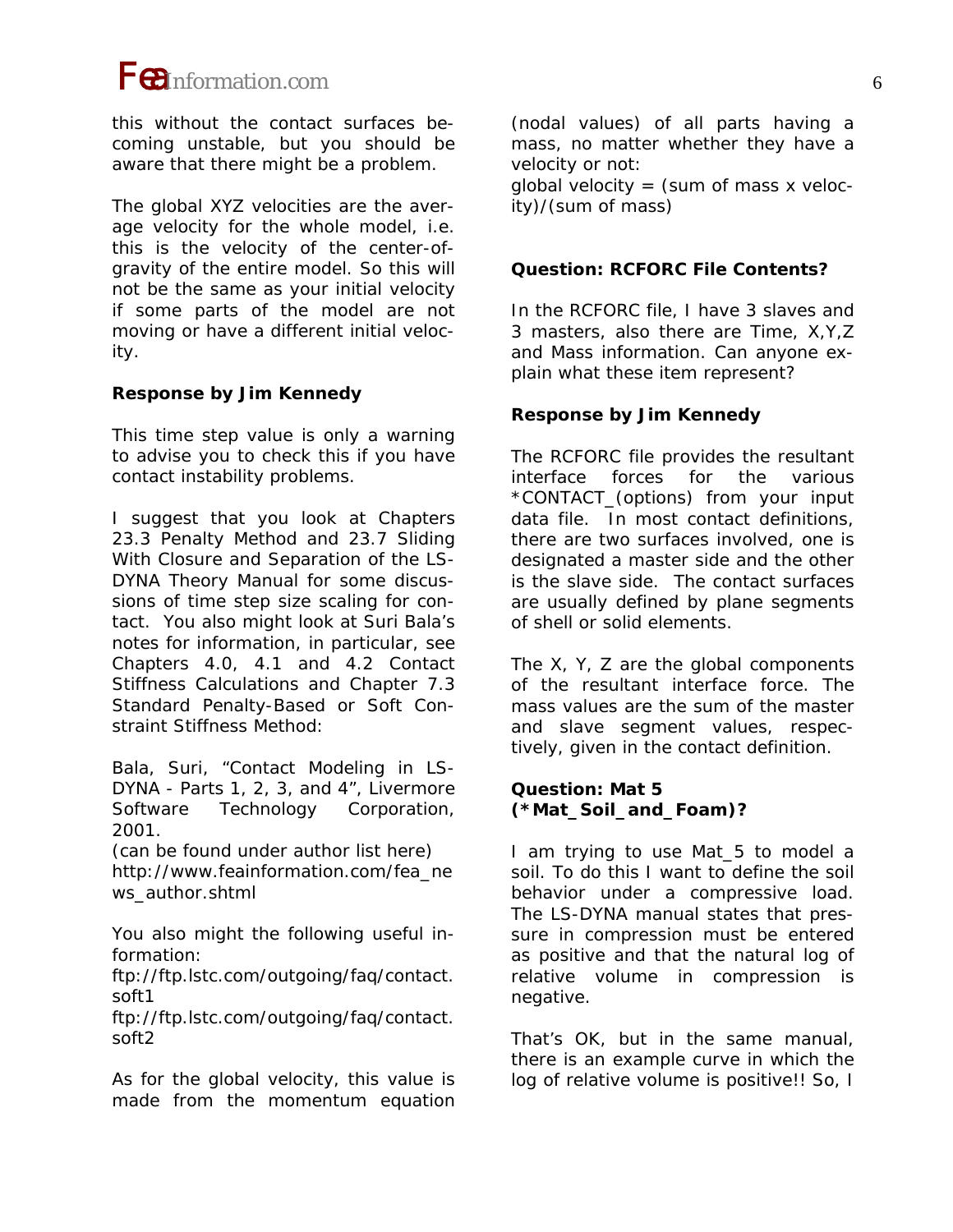this without the contact surfaces becoming unstable, but you should be aware that there might be a problem.

The global XYZ velocities are the average velocity for the whole model, i.e. this is the velocity of the center-of-gravity of the entire model. So this will not be the same as your initial velocity if some parts of the model are not moving or have a different initial velocity.

**Response by Jim Kennedy**

This time step value is only a warning to advise you to check this if you have contact instability problems.

I suggest that you look at Chapters 23.3 Penalty Method and 23.7 Sliding With Closure and Separation of the LS-DYNA Theory Manual for some discussions of time step size scaling for contact. You also might look at Suri Bala's notes for information, in particular, see Chapters 4.0, 4.1 and 4.2 Contact Stiffness Calculations and Chapter 7.3 Standard Penalty-Based or Soft Constraint Stiffness Method:

Bala, Suri, "Contact Modeling in LS-DYNA - Parts 1, 2, 3, and 4", Livermore Software Technology Corporation, 2001.
(can be found under author list here)
http://www.feainformation.com/fea_news_author.shtml

You also might the following useful information:
ftp://ftp.lstc.com/outgoing/faq/contact.soft1
ftp://ftp.lstc.com/outgoing/faq/contact.soft2

As for the global velocity, this value is made from the momentum equation (nodal values) of all parts having a mass, no matter whether they have a velocity or not:
global velocity = (sum of mass x velocity)/(sum of mass)

**Question: RCFORC File Contents?**

In the RCFORC file, I have 3 slaves and 3 masters, also there are Time, X,Y,Z and Mass information. Can anyone explain what these item represent?

**Response by Jim Kennedy**

The RCFORC file provides the resultant interface forces for the various *CONTACT_(options) from your input data file. In most contact definitions, there are two surfaces involved, one is designated a master side and the other is the slave side. The contact surfaces are usually defined by plane segments of shell or solid elements.

The X, Y, Z are the global components of the resultant interface force. The mass values are the sum of the master and slave segment values, respectively, given in the contact definition.

**Question: Mat 5 (*Mat_Soil_and_Foam)?**

I am trying to use Mat_5 to model a soil. To do this I want to define the soil behavior under a compressive load. The LS-DYNA manual states that pressure in compression must be entered as positive and that the natural log of relative volume in compression is negative.

That's OK, but in the same manual, there is an example curve in which the log of relative volume is positive!! So, I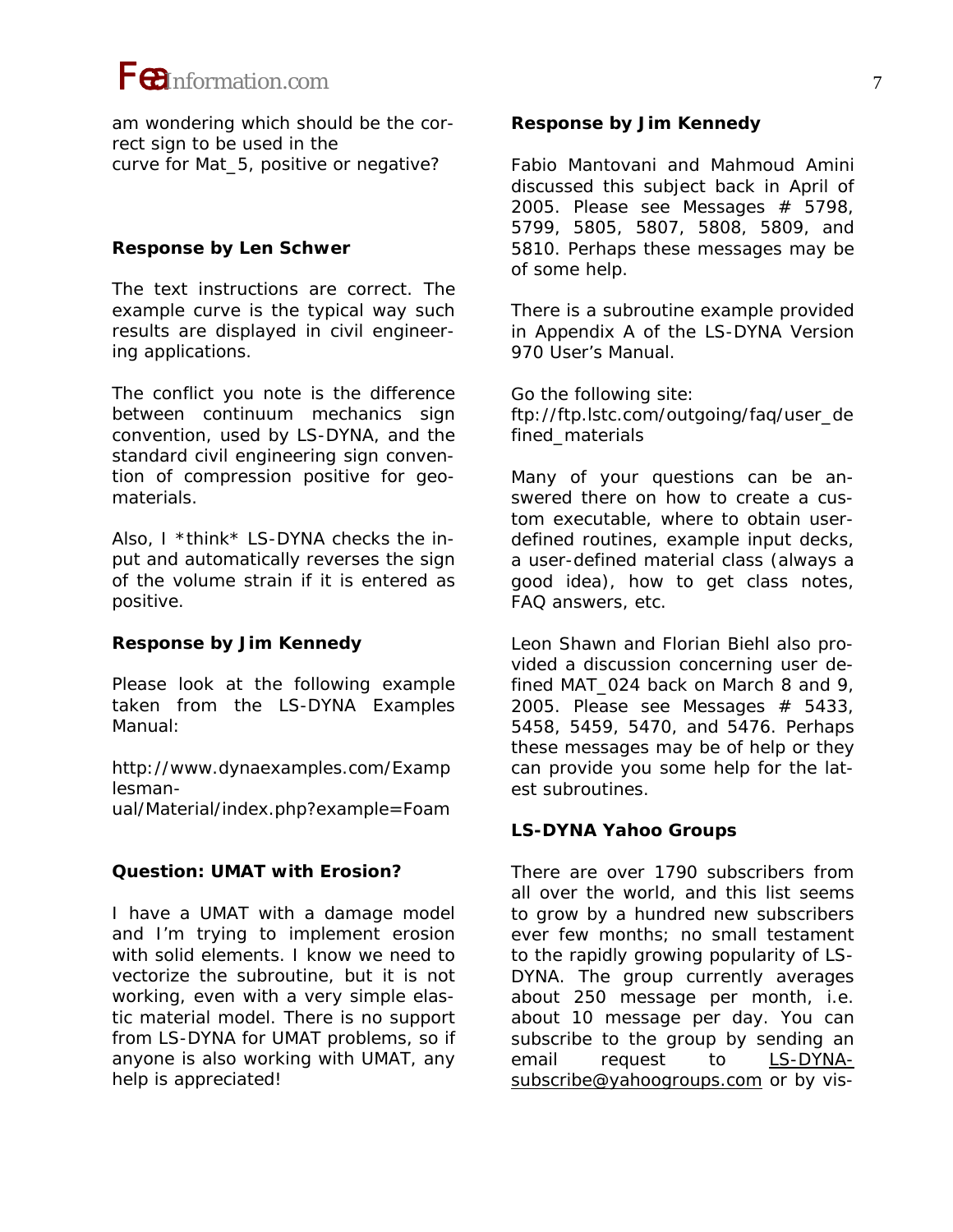am wondering which should be the correct sign to be used in the curve for Mat_5, positive or negative?

**Response by Len Schwer**

The text instructions are correct. The example curve is the typical way such results are displayed in civil engineering applications.

The conflict you note is the difference between continuum mechanics sign convention, used by LS-DYNA, and the standard civil engineering sign convention of compression positive for geomaterials.

Also, I *think* LS-DYNA checks the input and automatically reverses the sign of the volume strain if it is entered as positive.

**Response by Jim Kennedy**

Please look at the following example taken from the LS-DYNA Examples Manual:

http://www.dynaexamples.com/Examplesmanual/Material/index.php?example=Foam

**Question: UMAT with Erosion?**

I have a UMAT with a damage model and I'm trying to implement erosion with solid elements. I know we need to vectorize the subroutine, but it is not working, even with a very simple elastic material model. There is no support from LS-DYNA for UMAT problems, so if anyone is also working with UMAT, any help is appreciated!

**Response by Jim Kennedy**

Fabio Mantovani and Mahmoud Amini discussed this subject back in April of 2005. Please see Messages # 5798, 5799, 5805, 5807, 5808, 5809, and 5810. Perhaps these messages may be of some help.

There is a subroutine example provided in Appendix A of the LS-DYNA Version 970 User's Manual.

Go the following site:
ftp://ftp.lstc.com/outgoing/faq/user_defined_materials

Many of your questions can be answered there on how to create a custom executable, where to obtain user-defined routines, example input decks, a user-defined material class (always a good idea), how to get class notes, FAQ answers, etc.

Leon Shawn and Florian Biehl also provided a discussion concerning user defined MAT_024 back on March 8 and 9, 2005. Please see Messages # 5433, 5458, 5459, 5470, and 5476. Perhaps these messages may be of help or they can provide you some help for the latest subroutines.

**LS-DYNA Yahoo Groups**

There are over 1790 subscribers from all over the world, and this list seems to grow by a hundred new subscribers ever few months; no small testament to the rapidly growing popularity of LS-DYNA. The group currently averages about 250 message per month, i.e. about 10 message per day. You can subscribe to the group by sending an email request to LS-DYNA-subscribe@yahoogroups.com or by vis-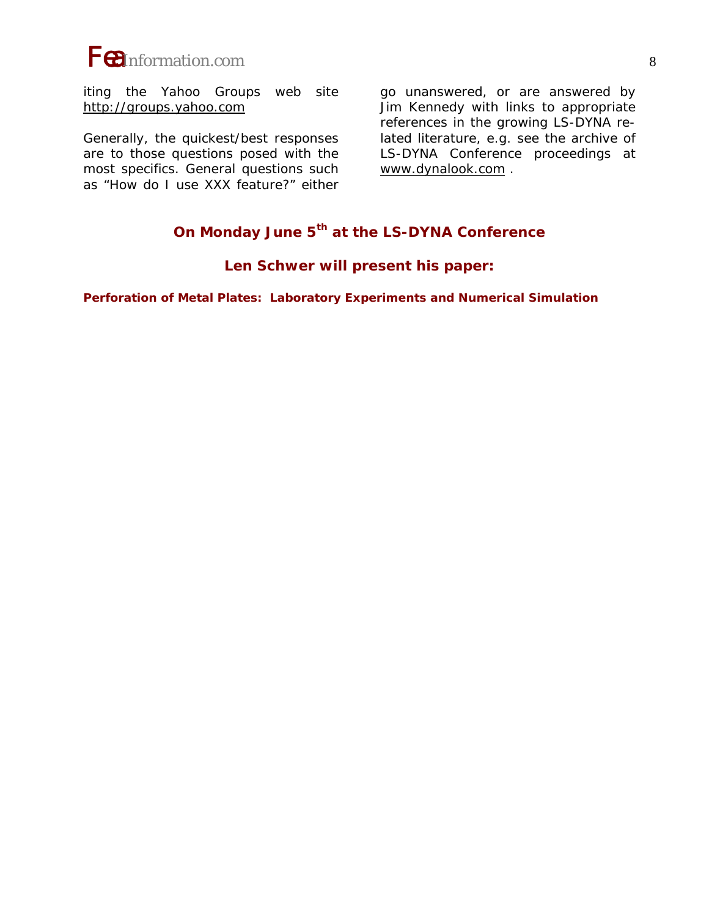iting the Yahoo Groups web site http://groups.yahoo.com

Generally, the quickest/best responses are to those questions posed with the most specifics. General questions such as "How do I use XXX feature?" either go unanswered, or are answered by Jim Kennedy with links to appropriate references in the growing LS-DYNA related literature, e.g. see the archive of LS-DYNA Conference proceedings at www.dynalook.com .

**On Monday June 5th at the LS-DYNA Conference**

**Len Schwer will present his paper:**

**Perforation of Metal Plates: Laboratory Experiments and Numerical Simulation**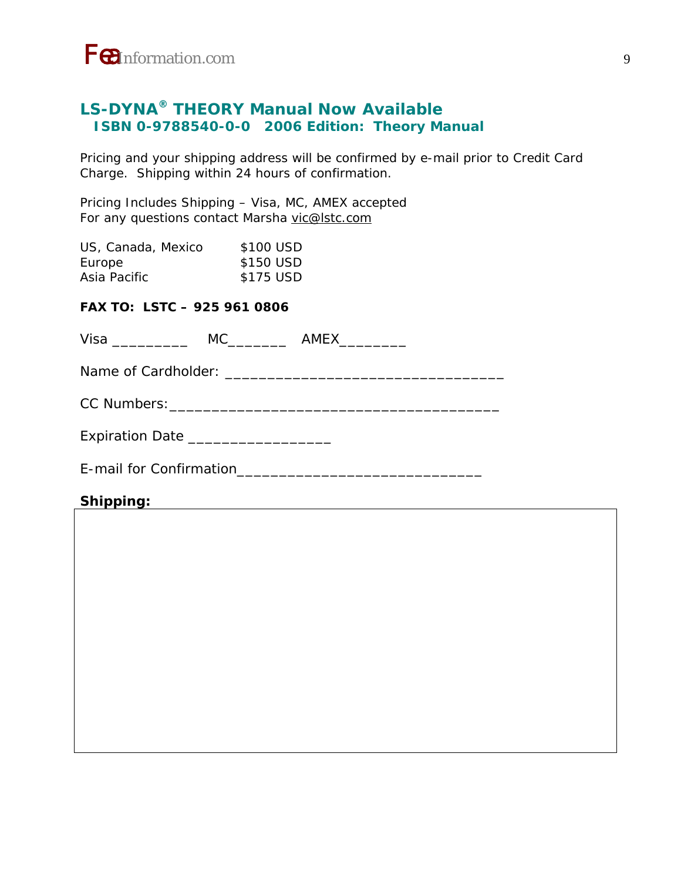## LS-DYNA® THEORY Manual Now Available

### ISBN 0-9788540-0-0 2006 Edition: Theory Manual

Pricing and your shipping address will be confirmed by e-mail prior to Credit Card Charge. Shipping within 24 hours of confirmation.

Pricing Includes Shipping – Visa, MC, AMEX accepted
For any questions contact Marsha vic@lstc.com

| | |
|---|---|
| US, Canada, Mexico | $100 USD |
| Europe | $150 USD |
| Asia Pacific | $175 USD |

**FAX TO: LSTC – 925 961 0806**

Visa _________ MC_______ AMEX________

Name of Cardholder: _________________________________

CC Numbers:_______________________________________

Expiration Date _________________

E-mail for Confirmation_____________________________

**Shipping:**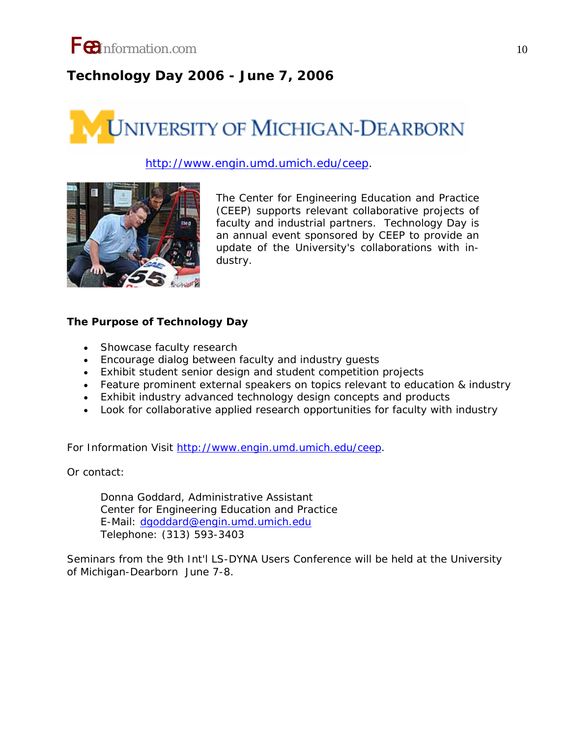## Technology Day 2006 - June 7, 2006

UNIVERSITY OF MICHIGAN-DEARBORN

http://www.engin.umd.umich.edu/ceep.

The Center for Engineering Education and Practice (CEEP) supports relevant collaborative projects of faculty and industrial partners. Technology Day is an annual event sponsored by CEEP to provide an update of the University's collaborations with industry.

### The Purpose of Technology Day

- Showcase faculty research
- Encourage dialog between faculty and industry guests
- Exhibit student senior design and student competition projects
- Feature prominent external speakers on topics relevant to education & industry
- Exhibit industry advanced technology design concepts and products
- Look for collaborative applied research opportunities for faculty with industry

For Information Visit http://www.engin.umd.umich.edu/ceep.

Or contact:

Donna Goddard, Administrative Assistant
Center for Engineering Education and Practice
E-Mail: dgoddard@engin.umd.umich.edu
Telephone: (313) 593-3403

Seminars from the 9th Int'l LS-DYNA Users Conference will be held at the University of Michigan-Dearborn June 7-8.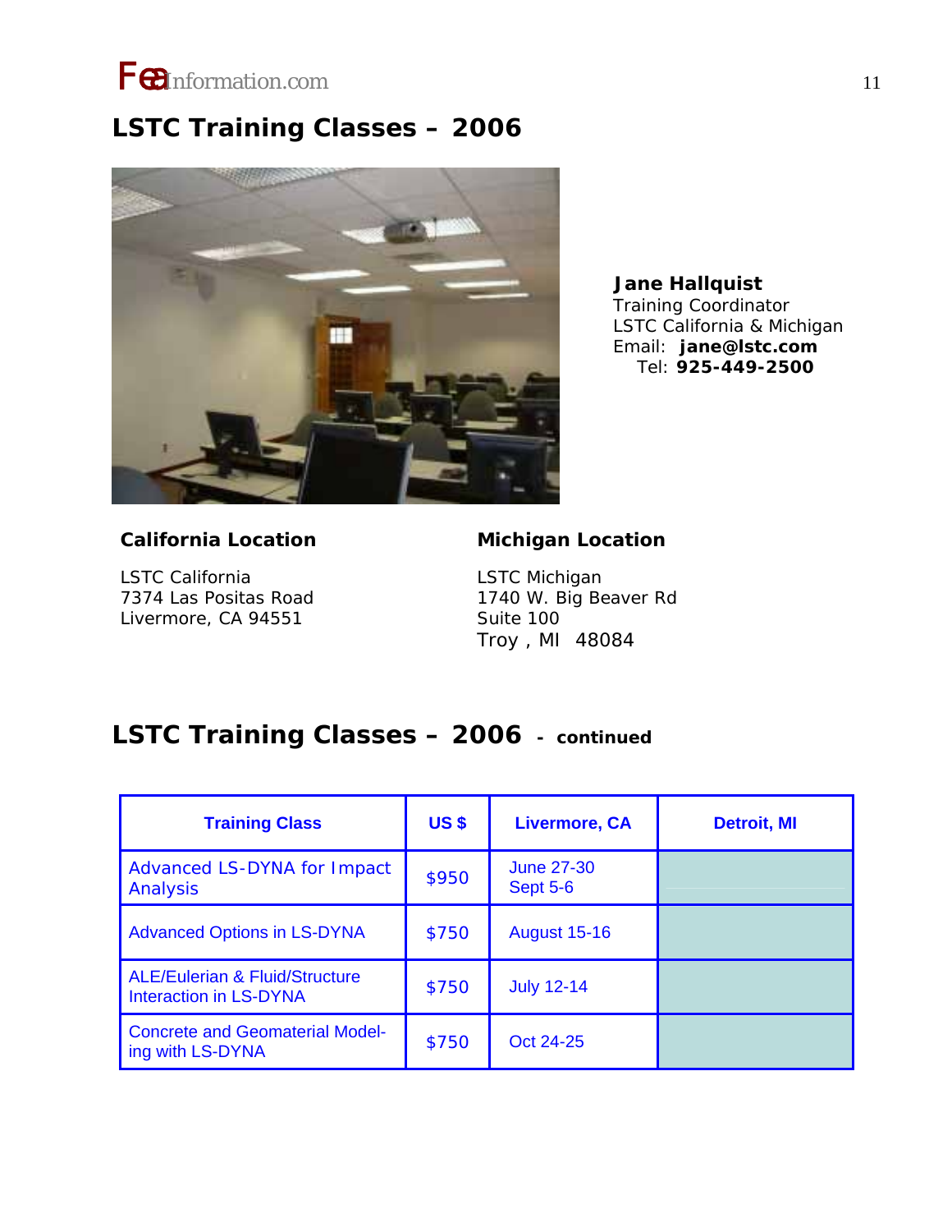## LSTC Training Classes – 2006

**Jane Hallquist**
Training Coordinator
LSTC California & Michigan
Email: **jane@lstc.com**
Tel: **925-449-2500**

**California Location**

LSTC California
7374 Las Positas Road
Livermore, CA 94551

**Michigan Location**

LSTC Michigan
1740 W. Big Beaver Rd
Suite 100
Troy , MI 48084

## LSTC Training Classes – 2006 - continued

| Training Class | US $ | Livermore, CA | Detroit, MI |
|---|---|---|---|
| Advanced LS-DYNA for Impact Analysis | $950 | June 27-30<br>Sept 5-6 | |
| Advanced Options in LS-DYNA | $750 | August 15-16 | |
| ALE/Eulerian & Fluid/Structure Interaction in LS-DYNA | $750 | July 12-14 | |
| Concrete and Geomaterial Modeling with LS-DYNA | $750 | Oct 24-25 | |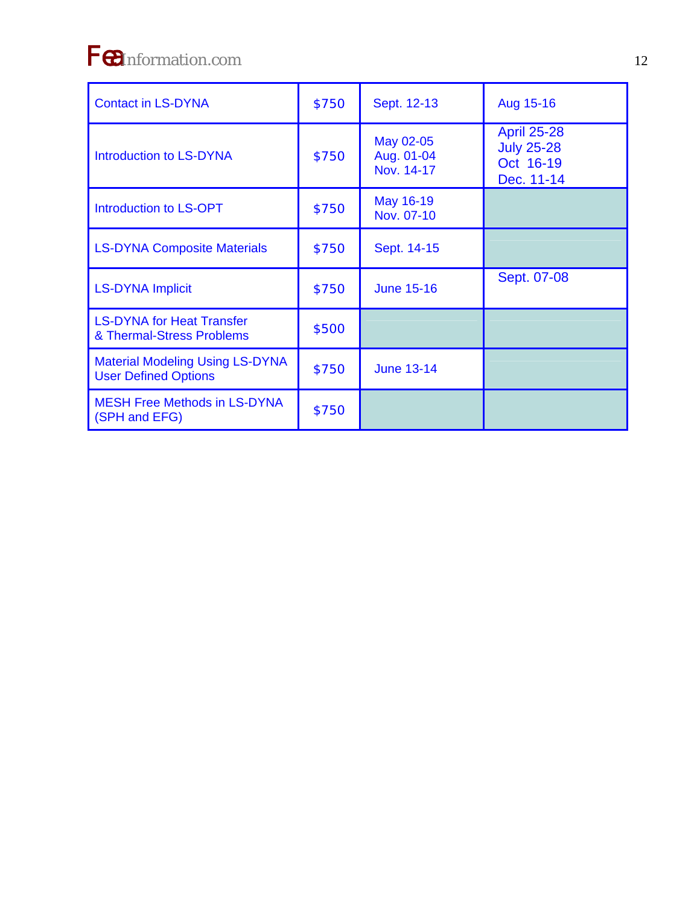| | | | |
|---|---|---|---|
| Contact in LS-DYNA | $750 | Sept. 12-13 | Aug 15-16 |
| Introduction to LS-DYNA | $750 | May 02-05<br>Aug. 01-04<br>Nov. 14-17 | April 25-28<br>July 25-28<br>Oct 16-19<br>Dec. 11-14 |
| Introduction to LS-OPT | $750 | May 16-19<br>Nov. 07-10 | |
| LS-DYNA Composite Materials | $750 | Sept. 14-15 | |
| LS-DYNA Implicit | $750 | June 15-16 | Sept. 07-08 |
| LS-DYNA for Heat Transfer & Thermal-Stress Problems | $500 | | |
| Material Modeling Using LS-DYNA User Defined Options | $750 | June 13-14 | |
| MESH Free Methods in LS-DYNA (SPH and EFG) | $750 | | |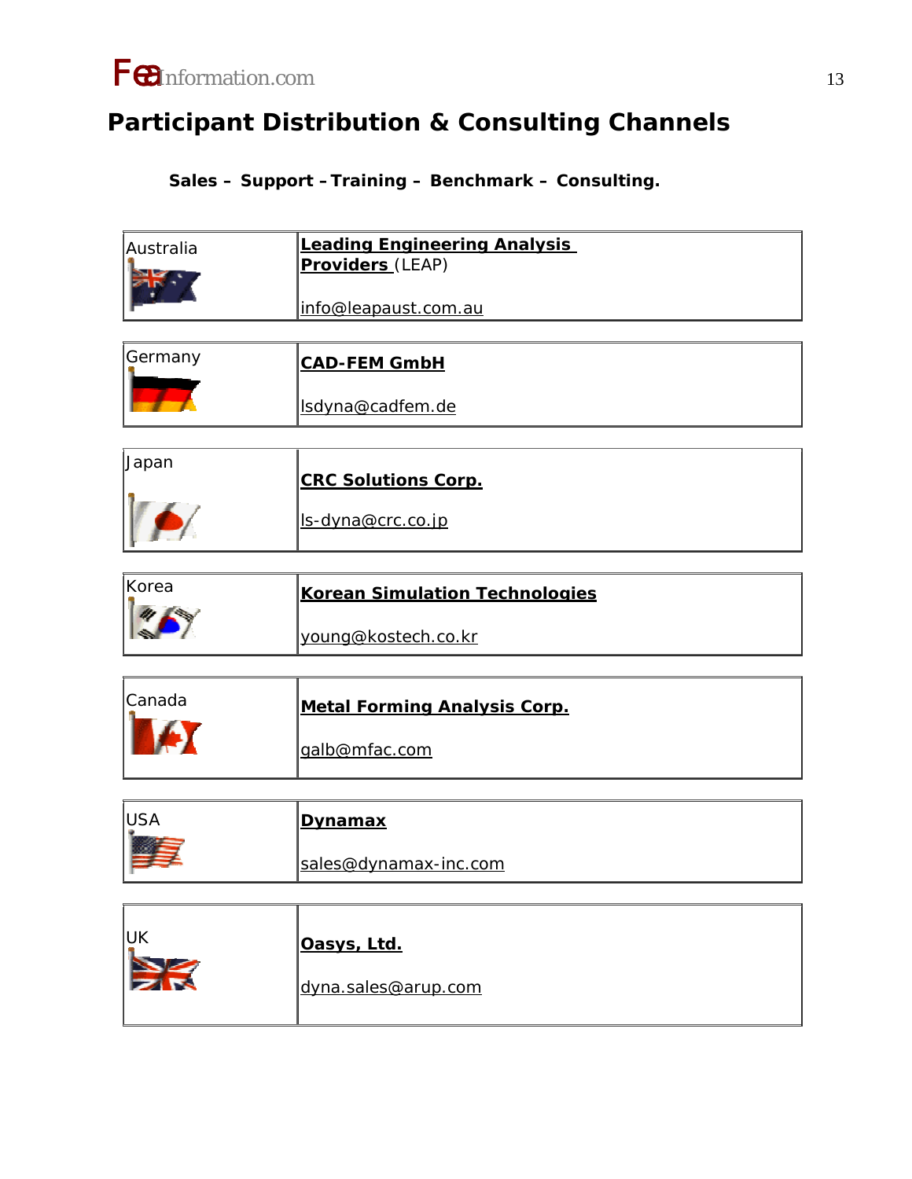# Participant Distribution & Consulting Channels

**Sales – Support – Training – Benchmark – Consulting.**

| | |
|---|---|
| Australia | **Leading Engineering Analysis Providers** (LEAP)<br><br>info@leapaust.com.au |
| Germany | **CAD-FEM GmbH**<br><br>lsdyna@cadfem.de |
| Japan | **CRC Solutions Corp.**<br><br>ls-dyna@crc.co.jp |
| Korea | **Korean Simulation Technologies**<br><br>young@kostech.co.kr |
| Canada | **Metal Forming Analysis Corp.**<br><br>galb@mfac.com |
| USA | **Dynamax**<br><br>sales@dynamax-inc.com |
| UK | **Oasys, Ltd.**<br><br>dyna.sales@arup.com |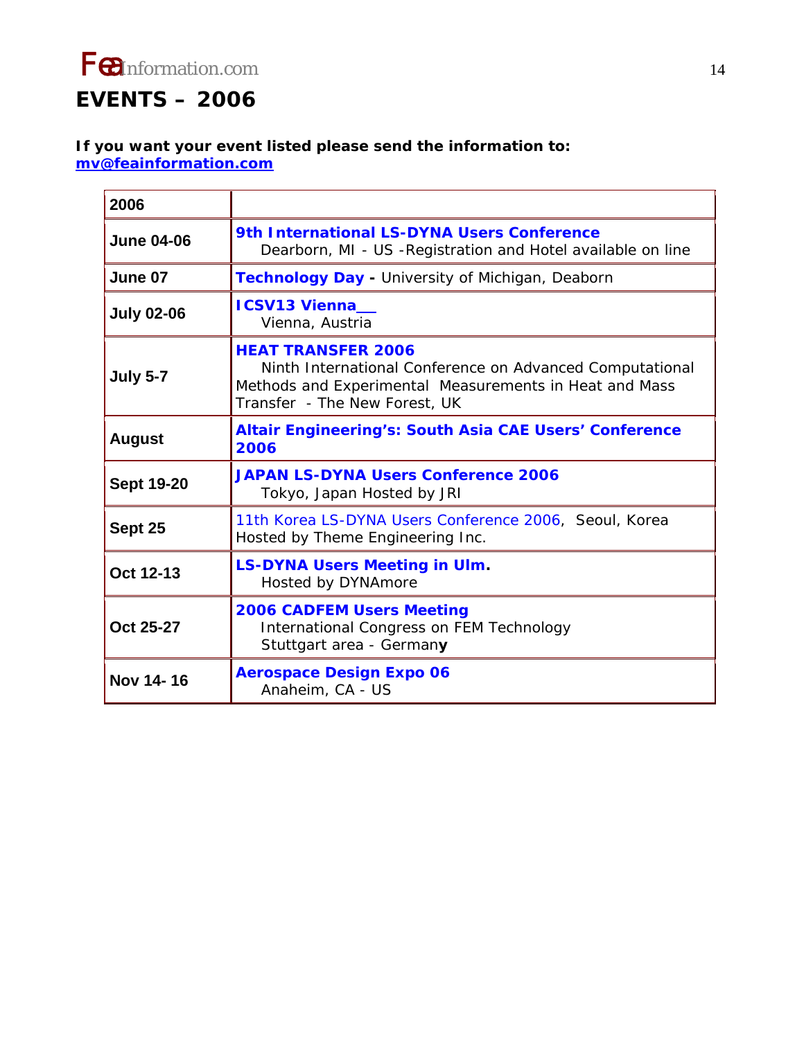# EVENTS – 2006

**If you want your event listed please send the information to:**
**mv@feainformation.com**

| 2006 | |
|---|---|
| **June 04-06** | **9th International LS-DYNA Users Conference** Dearborn, MI - US -Registration and Hotel available on line |
| **June 07** | **Technology Day -** University of Michigan, Deaborn |
| **July 02-06** | **ICSV13 Vienna** Vienna, Austria |
| **July 5-7** | **HEAT TRANSFER 2006** Ninth International Conference on Advanced Computational Methods and Experimental Measurements in Heat and Mass Transfer - The New Forest, UK |
| **August** | **Altair Engineering's: South Asia CAE Users' Conference 2006** |
| **Sept 19-20** | **JAPAN LS-DYNA Users Conference 2006** Tokyo, Japan Hosted by JRI |
| **Sept 25** | 11th Korea LS-DYNA Users Conference 2006, Seoul, Korea Hosted by Theme Engineering Inc. |
| **Oct 12-13** | **LS-DYNA Users Meeting in Ulm.** Hosted by DYNAmore |
| **Oct 25-27** | **2006 CADFEM Users Meeting** International Congress on FEM Technology Stuttgart area - Germany |
| **Nov 14- 16** | **Aerospace Design Expo 06** Anaheim, CA - US |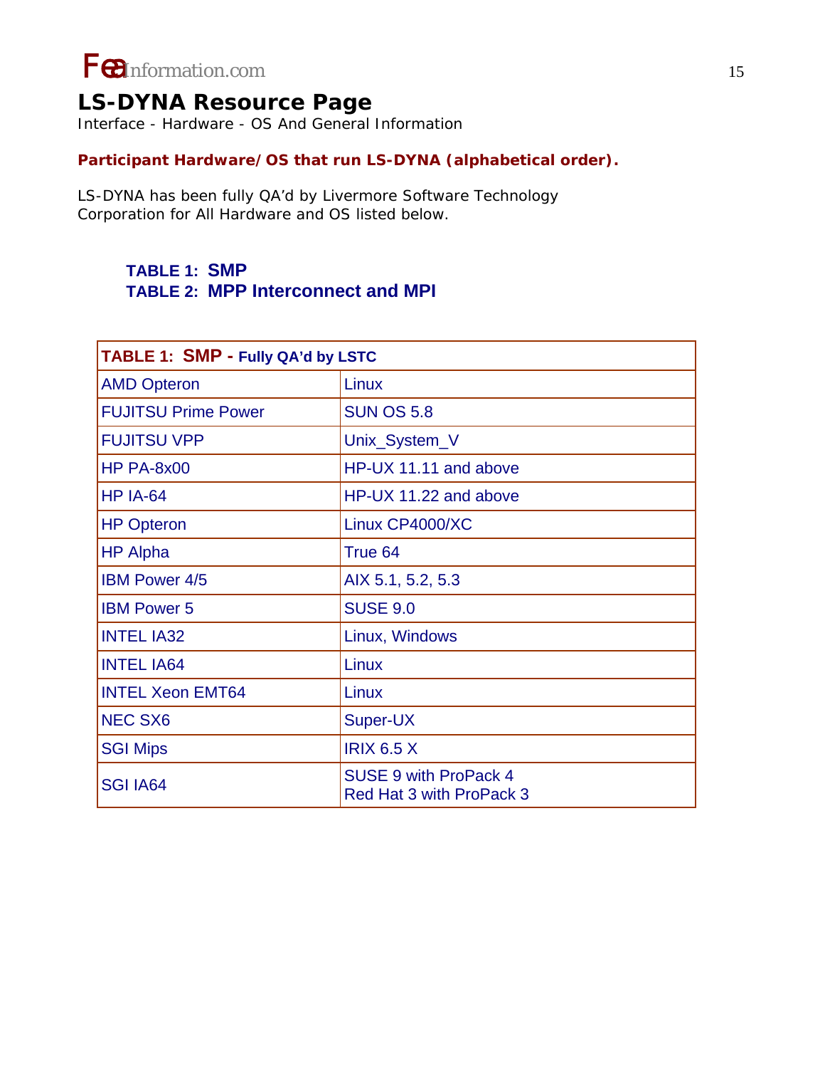# LS-DYNA Resource Page

Interface - Hardware - OS And General Information

**Participant Hardware/OS that run LS-DYNA (alphabetical order).**

LS-DYNA has been fully QA'd by Livermore Software Technology Corporation for All Hardware and OS listed below.

**TABLE 1: SMP**
**TABLE 2: MPP Interconnect and MPI**

| **TABLE 1: SMP - Fully QA'd by LSTC** | |
|---|---|
| AMD Opteron | Linux |
| FUJITSU Prime Power | SUN OS 5.8 |
| FUJITSU VPP | Unix_System_V |
| HP PA-8x00 | HP-UX 11.11 and above |
| HP IA-64 | HP-UX 11.22 and above |
| HP Opteron | Linux CP4000/XC |
| HP Alpha | True 64 |
| IBM Power 4/5 | AIX 5.1, 5.2, 5.3 |
| IBM Power 5 | SUSE 9.0 |
| INTEL IA32 | Linux, Windows |
| INTEL IA64 | Linux |
| INTEL Xeon EMT64 | Linux |
| NEC SX6 | Super-UX |
| SGI Mips | IRIX 6.5 X |
| SGI IA64 | SUSE 9 with ProPack 4<br>Red Hat 3 with ProPack 3 |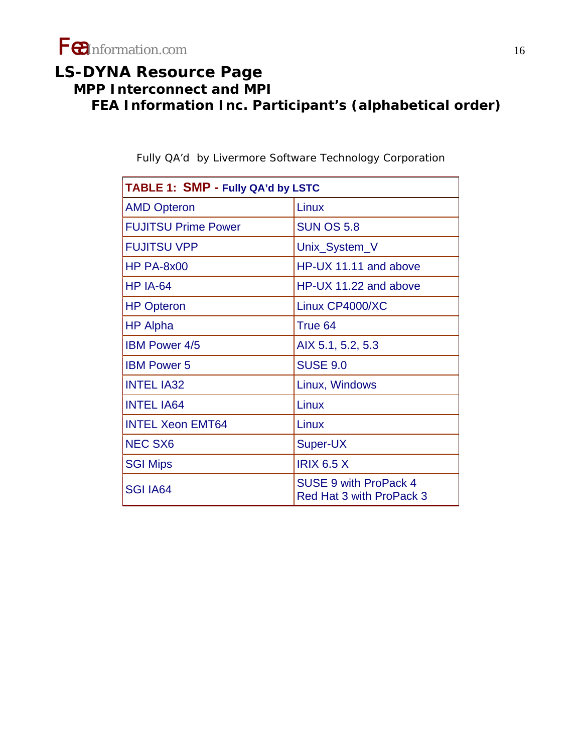# LS-DYNA Resource Page

## MPP Interconnect and MPI

### FEA Information Inc. Participant's (alphabetical order)

Fully QA'd by Livermore Software Technology Corporation

| TABLE 1: SMP - Fully QA'd by LSTC | |
|---|---|
| AMD Opteron | Linux |
| FUJITSU Prime Power | SUN OS 5.8 |
| FUJITSU VPP | Unix_System_V |
| HP PA-8x00 | HP-UX 11.11 and above |
| HP IA-64 | HP-UX 11.22 and above |
| HP Opteron | Linux CP4000/XC |
| HP Alpha | True 64 |
| IBM Power 4/5 | AIX 5.1, 5.2, 5.3 |
| IBM Power 5 | SUSE 9.0 |
| INTEL IA32 | Linux, Windows |
| INTEL IA64 | Linux |
| INTEL Xeon EMT64 | Linux |
| NEC SX6 | Super-UX |
| SGI Mips | IRIX 6.5 X |
| SGI IA64 | SUSE 9 with ProPack 4<br>Red Hat 3 with ProPack 3 |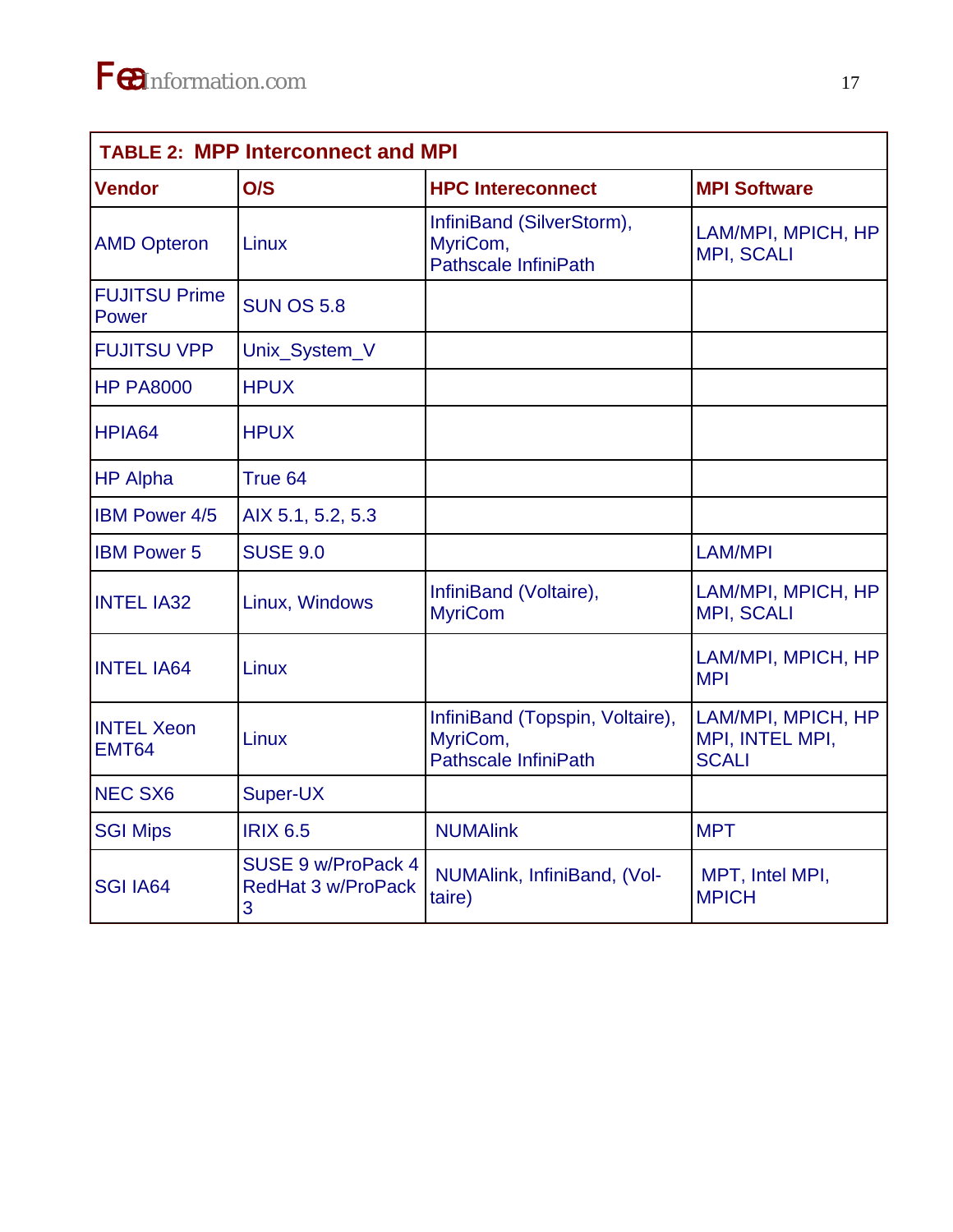**TABLE 2: MPP Interconnect and MPI**

| Vendor | O/S | HPC Intereconnect | MPI Software |
|---|---|---|---|
| AMD Opteron | Linux | InfiniBand (SilverStorm), MyriCom, Pathscale InfiniPath | LAM/MPI, MPICH, HP MPI, SCALI |
| FUJITSU Prime Power | SUN OS 5.8 | | |
| FUJITSU VPP | Unix_System_V | | |
| HP PA8000 | HPUX | | |
| HPIA64 | HPUX | | |
| HP Alpha | True 64 | | |
| IBM Power 4/5 | AIX 5.1, 5.2, 5.3 | | |
| IBM Power 5 | SUSE 9.0 | | LAM/MPI |
| INTEL IA32 | Linux, Windows | InfiniBand (Voltaire), MyriCom | LAM/MPI, MPICH, HP MPI, SCALI |
| INTEL IA64 | Linux | | LAM/MPI, MPICH, HP MPI |
| INTEL Xeon EMT64 | Linux | InfiniBand (Topspin, Voltaire), MyriCom, Pathscale InfiniPath | LAM/MPI, MPICH, HP MPI, INTEL MPI, SCALI |
| NEC SX6 | Super-UX | | |
| SGI Mips | IRIX 6.5 | NUMAlink | MPT |
| SGI IA64 | SUSE 9 w/ProPack 4 RedHat 3 w/ProPack 3 | NUMAlink, InfiniBand, (Voltaire) | MPT, Intel MPI, MPICH |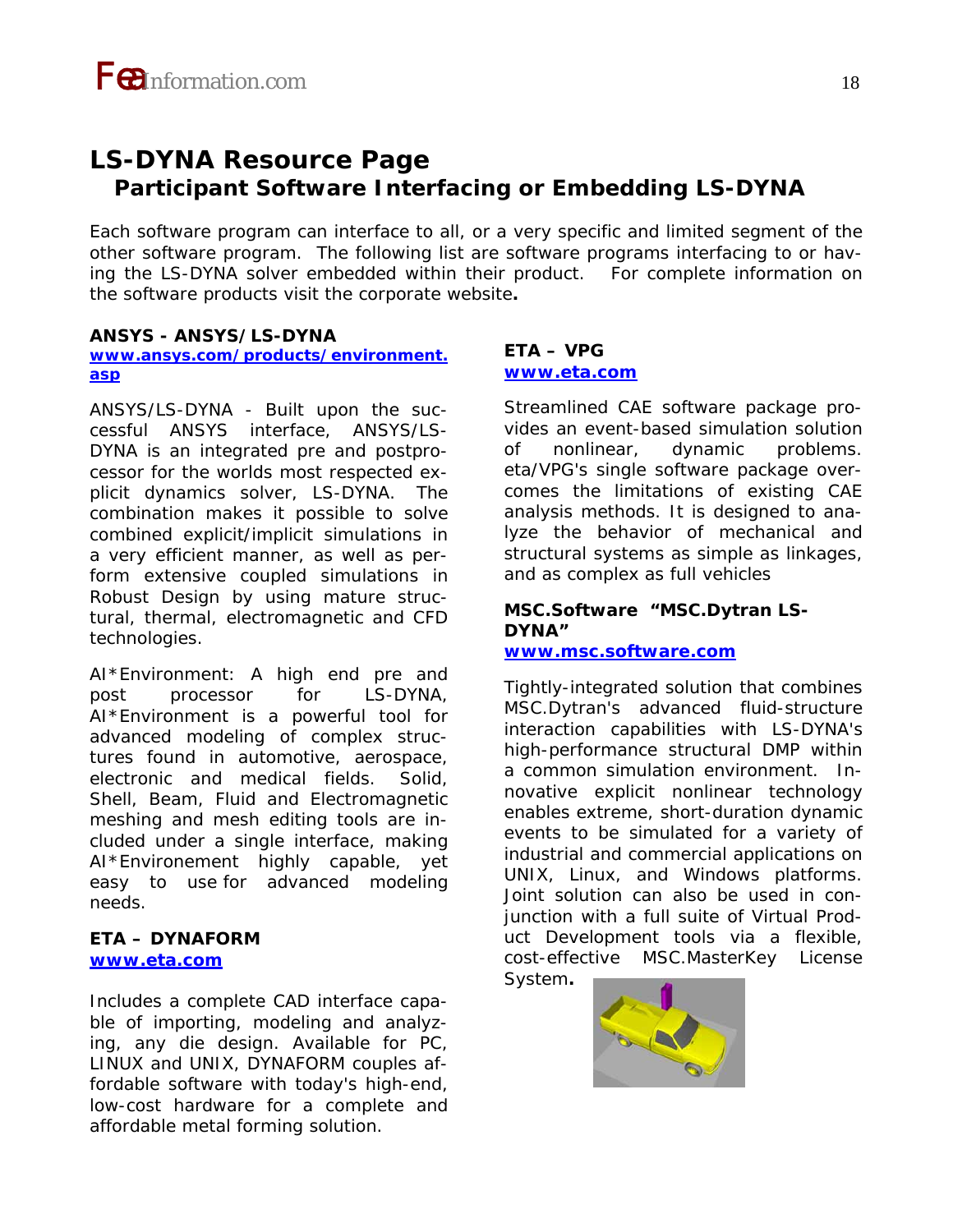# LS-DYNA Resource Page

## Participant Software Interfacing or Embedding LS-DYNA

Each software program can interface to all, or a very specific and limited segment of the other software program. The following list are software programs interfacing to or having the LS-DYNA solver embedded within their product. For complete information on the software products visit the corporate website**.**

**ANSYS - ANSYS/LS-DYNA**
**www.ansys.com/products/environment.asp**

ANSYS/LS-DYNA - Built upon the successful ANSYS interface, ANSYS/LS-DYNA is an integrated pre and postprocessor for the worlds most respected explicit dynamics solver, LS-DYNA. The combination makes it possible to solve combined explicit/implicit simulations in a very efficient manner, as well as perform extensive coupled simulations in Robust Design by using mature structural, thermal, electromagnetic and CFD technologies.

AI*Environment: A high end pre and post processor for LS-DYNA, AI*Environment is a powerful tool for advanced modeling of complex structures found in automotive, aerospace, electronic and medical fields. Solid, Shell, Beam, Fluid and Electromagnetic meshing and mesh editing tools are included under a single interface, making AI*Environement highly capable, yet easy to use for advanced modeling needs.

**ETA – DYNAFORM**
**www.eta.com**

Includes a complete CAD interface capable of importing, modeling and analyzing, any die design. Available for PC, LINUX and UNIX, DYNAFORM couples affordable software with today's high-end, low-cost hardware for a complete and affordable metal forming solution.

**ETA – VPG**
**www.eta.com**

Streamlined CAE software package provides an event-based simulation solution of nonlinear, dynamic problems. eta/VPG's single software package overcomes the limitations of existing CAE analysis methods. It is designed to analyze the behavior of mechanical and structural systems as simple as linkages, and as complex as full vehicles

**MSC.Software "MSC.Dytran LS-DYNA"**
**www.msc.software.com**

Tightly-integrated solution that combines MSC.Dytran's advanced fluid-structure interaction capabilities with LS-DYNA's high-performance structural DMP within a common simulation environment. Innovative explicit nonlinear technology enables extreme, short-duration dynamic events to be simulated for a variety of industrial and commercial applications on UNIX, Linux, and Windows platforms. Joint solution can also be used in conjunction with a full suite of Virtual Product Development tools via a flexible, cost-effective MSC.MasterKey License System**.**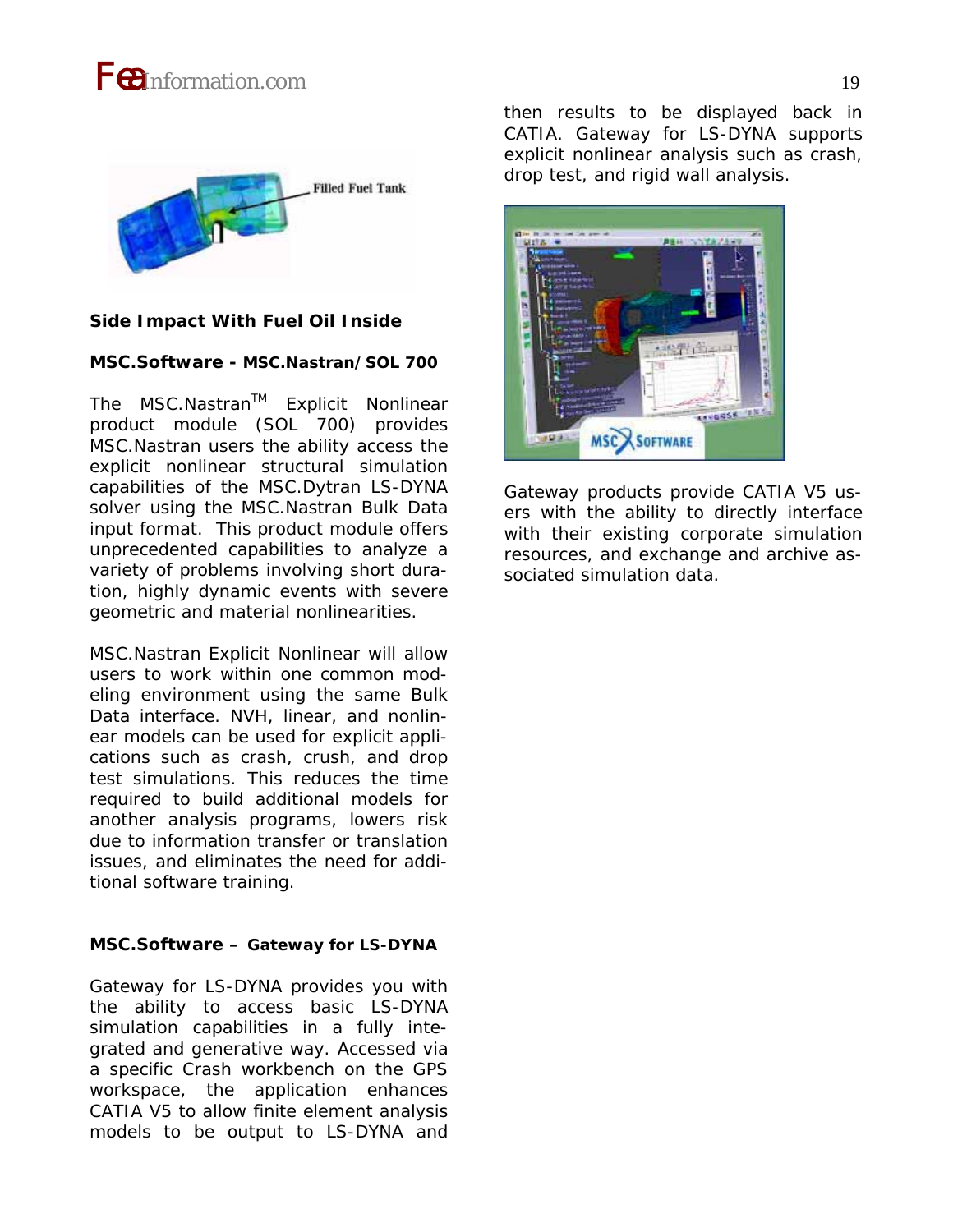Filled Fuel Tank

**Side Impact With Fuel Oil Inside**

**MSC.Software - MSC.Nastran/SOL 700**

The MSC.Nastran™ Explicit Nonlinear product module (SOL 700) provides MSC.Nastran users the ability access the explicit nonlinear structural simulation capabilities of the MSC.Dytran LS-DYNA solver using the MSC.Nastran Bulk Data input format. This product module offers unprecedented capabilities to analyze a variety of problems involving short duration, highly dynamic events with severe geometric and material nonlinearities.

MSC.Nastran Explicit Nonlinear will allow users to work within one common modeling environment using the same Bulk Data interface. NVH, linear, and nonlinear models can be used for explicit applications such as crash, crush, and drop test simulations. This reduces the time required to build additional models for another analysis programs, lowers risk due to information transfer or translation issues, and eliminates the need for additional software training.

**MSC.Software – Gateway for LS-DYNA**

Gateway for LS-DYNA provides you with the ability to access basic LS-DYNA simulation capabilities in a fully integrated and generative way. Accessed via a specific Crash workbench on the GPS workspace, the application enhances CATIA V5 to allow finite element analysis models to be output to LS-DYNA and then results to be displayed back in CATIA. Gateway for LS-DYNA supports explicit nonlinear analysis such as crash, drop test, and rigid wall analysis.

Gateway products provide CATIA V5 users with the ability to directly interface with their existing corporate simulation resources, and exchange and archive associated simulation data.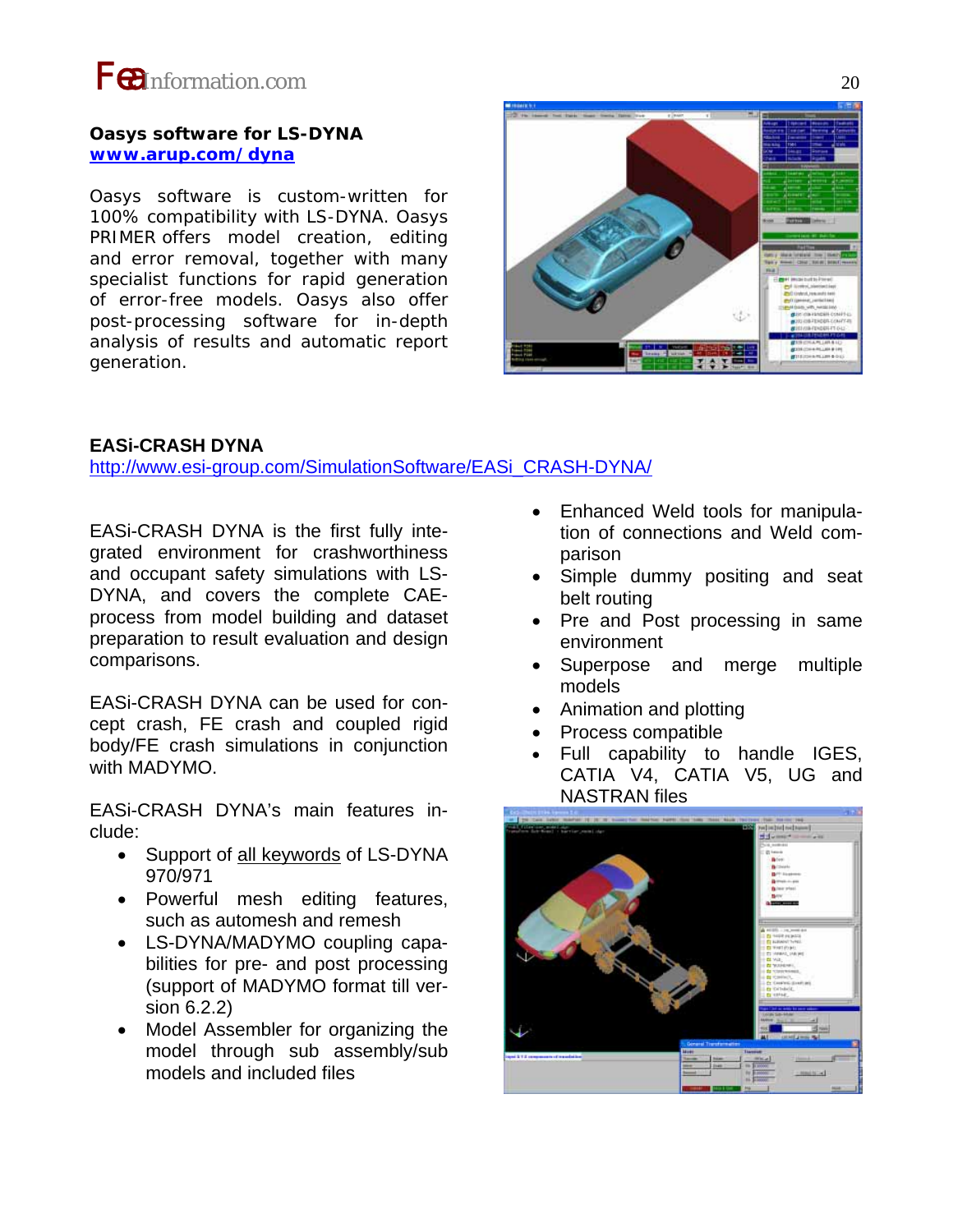### Oasys software for LS-DYNA

[www.arup.com/dyna](http://www.arup.com/dyna)

Oasys software is custom-written for 100% compatibility with LS-DYNA. Oasys PRIMER offers model creation, editing and error removal, together with many specialist functions for rapid generation of error-free models. Oasys also offer post-processing software for in-depth analysis of results and automatic report generation.

### EASi-CRASH DYNA

[http://www.esi-group.com/SimulationSoftware/EASi_CRASH-DYNA/](http://www.esi-group.com/SimulationSoftware/EASi_CRASH-DYNA/)

EASi-CRASH DYNA is the first fully integrated environment for crashworthiness and occupant safety simulations with LS-DYNA, and covers the complete CAE-process from model building and dataset preparation to result evaluation and design comparisons.

EASi-CRASH DYNA can be used for concept crash, FE crash and coupled rigid body/FE crash simulations in conjunction with MADYMO.

EASi-CRASH DYNA's main features include:

- Support of all keywords of LS-DYNA 970/971
- Powerful mesh editing features, such as automesh and remesh
- LS-DYNA/MADYMO coupling capabilities for pre- and post processing (support of MADYMO format till version 6.2.2)
- Model Assembler for organizing the model through sub assembly/sub models and included files
- Enhanced Weld tools for manipulation of connections and Weld comparison
- Simple dummy positing and seat belt routing
- Pre and Post processing in same environment
- Superpose and merge multiple models
- Animation and plotting
- Process compatible
- Full capability to handle IGES, CATIA V4, CATIA V5, UG and NASTRAN files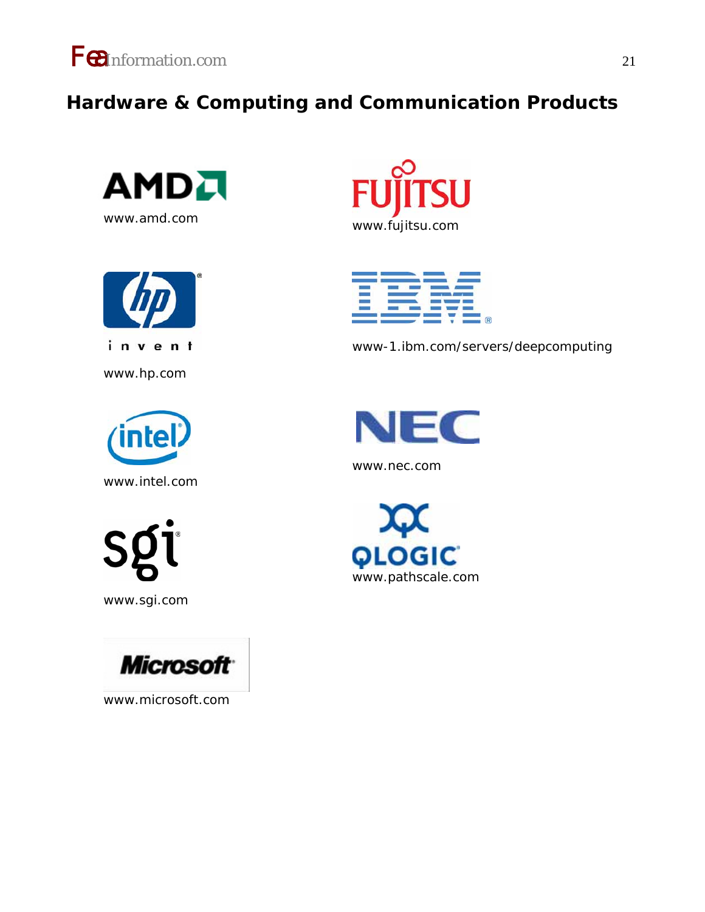## Hardware & Computing and Communication Products

www.amd.com

www.fujitsu.com

www.hp.com

www-1.ibm.com/servers/deepcomputing

www.intel.com

www.nec.com

www.sgi.com

www.pathscale.com

www.microsoft.com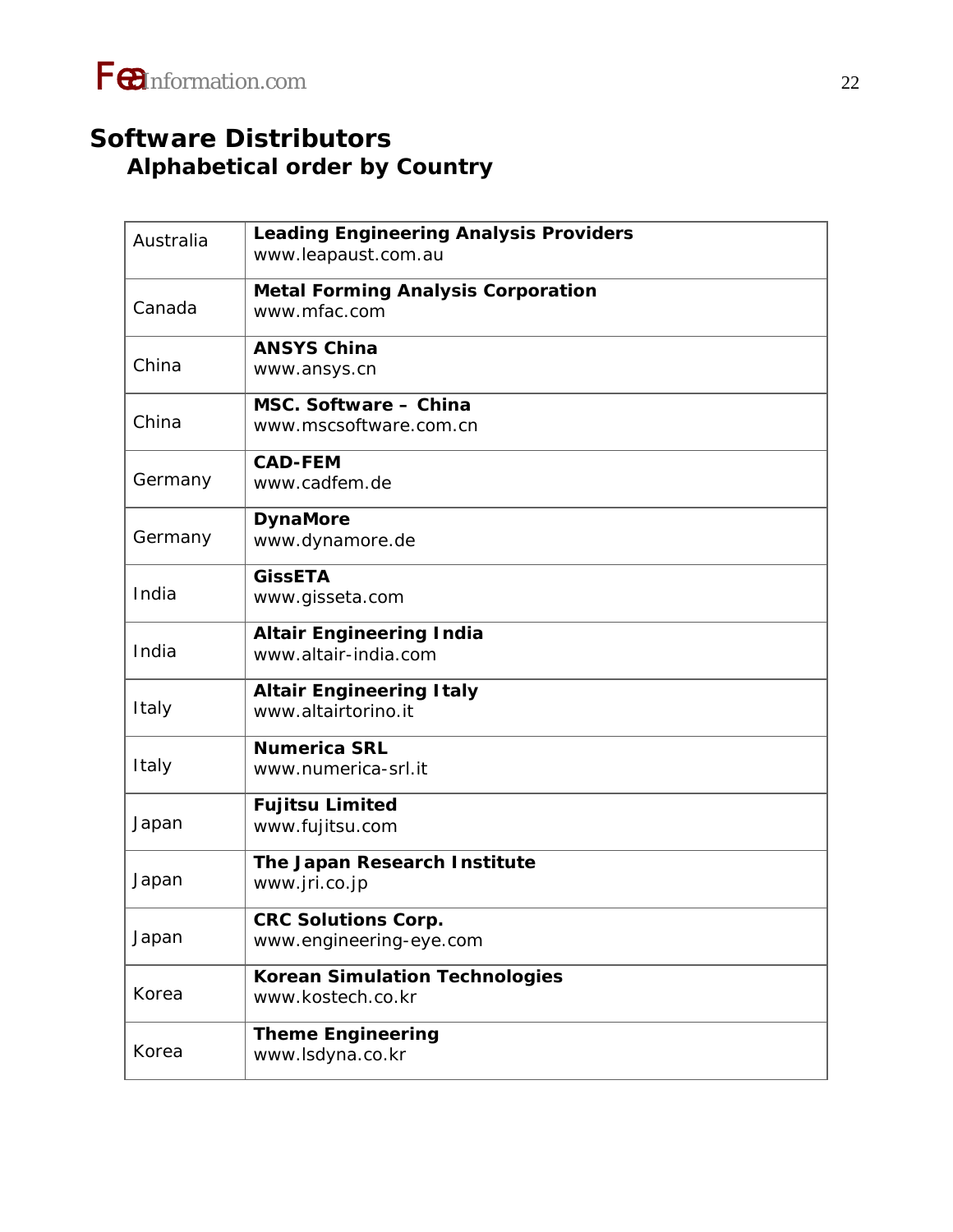# Software Distributors

## Alphabetical order by Country

| | |
|---|---|
| Australia | **Leading Engineering Analysis Providers**<br>www.leapaust.com.au |
| Canada | **Metal Forming Analysis Corporation**<br>www.mfac.com |
| China | **ANSYS China**<br>www.ansys.cn |
| China | **MSC. Software – China**<br>www.mscsoftware.com.cn |
| Germany | **CAD-FEM**<br>www.cadfem.de |
| Germany | **DynaMore**<br>www.dynamore.de |
| India | **GissETA**<br>www.gisseta.com |
| India | **Altair Engineering India**<br>www.altair-india.com |
| Italy | **Altair Engineering Italy**<br>www.altairtorino.it |
| Italy | **Numerica SRL**<br>www.numerica-srl.it |
| Japan | **Fujitsu Limited**<br>www.fujitsu.com |
| Japan | **The Japan Research Institute**<br>www.jri.co.jp |
| Japan | **CRC Solutions Corp.**<br>www.engineering-eye.com |
| Korea | **Korean Simulation Technologies**<br>www.kostech.co.kr |
| Korea | **Theme Engineering**<br>www.lsdyna.co.kr |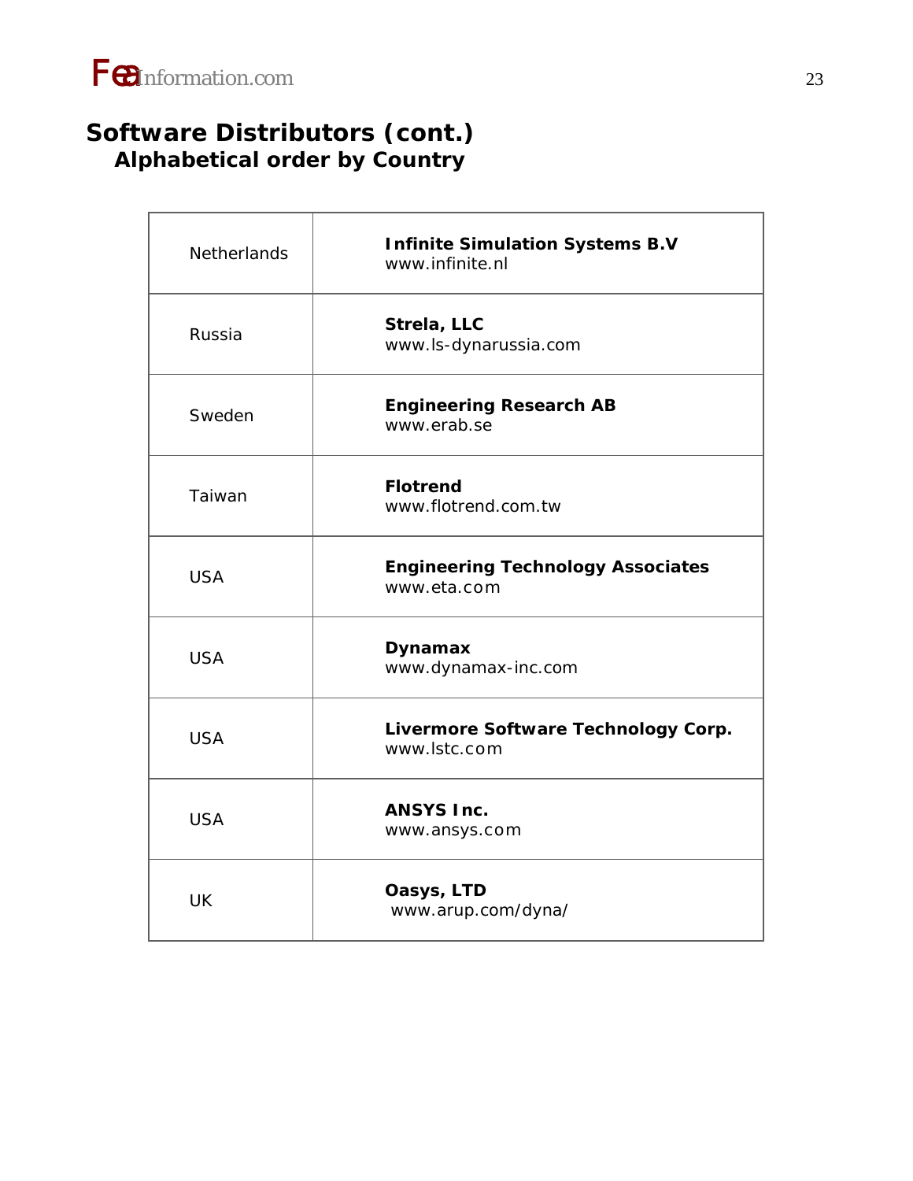## Software Distributors (cont.)
### Alphabetical order by Country

| | |
|---|---|
| Netherlands | **Infinite Simulation Systems B.V**<br>www.infinite.nl |
| Russia | **Strela, LLC**<br>www.ls-dynarussia.com |
| Sweden | **Engineering Research AB**<br>www.erab.se |
| Taiwan | **Flotrend**<br>www.flotrend.com.tw |
| USA | **Engineering Technology Associates**<br>www.eta.com |
| USA | **Dynamax**<br>www.dynamax-inc.com |
| USA | **Livermore Software Technology Corp.**<br>www.lstc.com |
| USA | **ANSYS Inc.**<br>www.ansys.com |
| UK | **Oasys, LTD**<br>www.arup.com/dyna/ |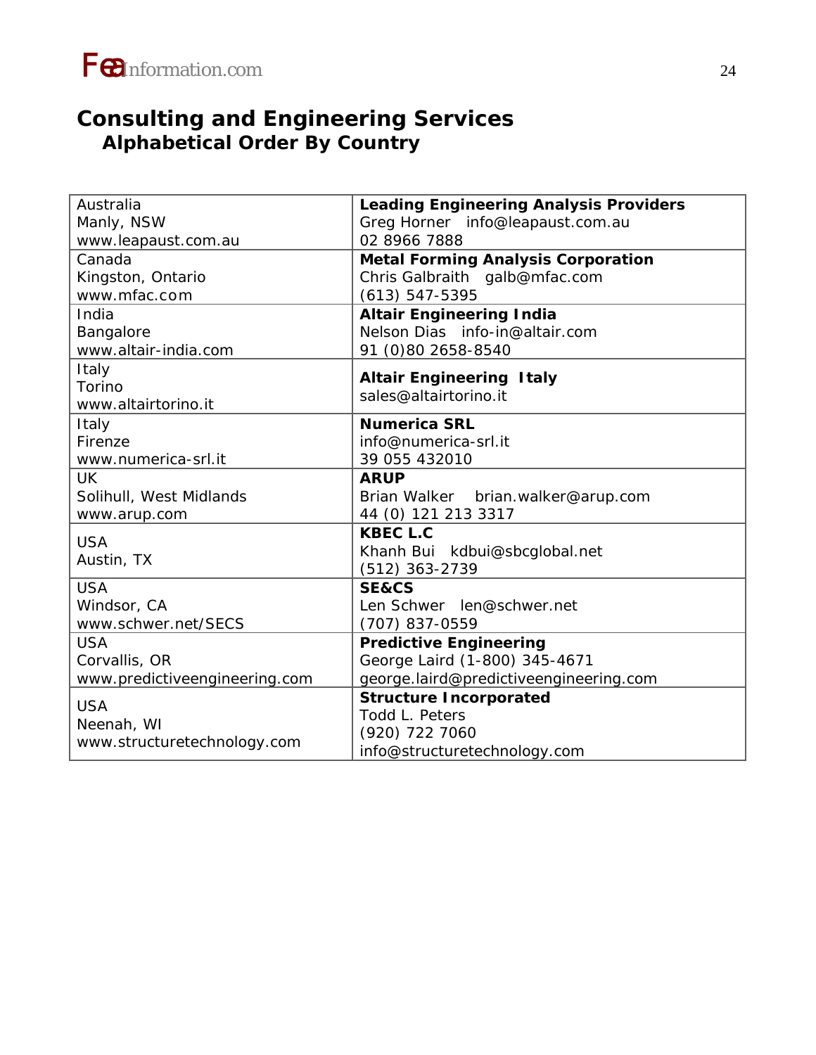# Consulting and Engineering Services

## Alphabetical Order By Country

| | |
|---|---|
| Australia<br>Manly, NSW<br>www.leapaust.com.au | **Leading Engineering Analysis Providers**<br>Greg Horner info@leapaust.com.au<br>02 8966 7888 |
| Canada<br>Kingston, Ontario<br>www.mfac.com | **Metal Forming Analysis Corporation**<br>Chris Galbraith galb@mfac.com<br>(613) 547-5395 |
| India<br>Bangalore<br>www.altair-india.com | **Altair Engineering India**<br>Nelson Dias info-in@altair.com<br>91 (0)80 2658-8540 |
| Italy<br>Torino<br>www.altairtorino.it | **Altair Engineering Italy**<br>sales@altairtorino.it |
| Italy<br>Firenze<br>www.numerica-srl.it | **Numerica SRL**<br>info@numerica-srl.it<br>39 055 432010 |
| UK<br>Solihull, West Midlands<br>www.arup.com | **ARUP**<br>Brian Walker brian.walker@arup.com<br>44 (0) 121 213 3317 |
| USA<br>Austin, TX | **KBEC L.C**<br>Khanh Bui kdbui@sbcglobal.net<br>(512) 363-2739 |
| USA<br>Windsor, CA<br>www.schwer.net/SECS | **SE&CS**<br>Len Schwer len@schwer.net<br>(707) 837-0559 |
| USA<br>Corvallis, OR<br>www.predictiveengineering.com | **Predictive Engineering**<br>George Laird (1-800) 345-4671<br>george.laird@predictiveengineering.com |
| USA<br>Neenah, WI<br>www.structuretechnology.com | **Structure Incorporated**<br>Todd L. Peters<br>(920) 722 7060<br>info@structuretechnology.com |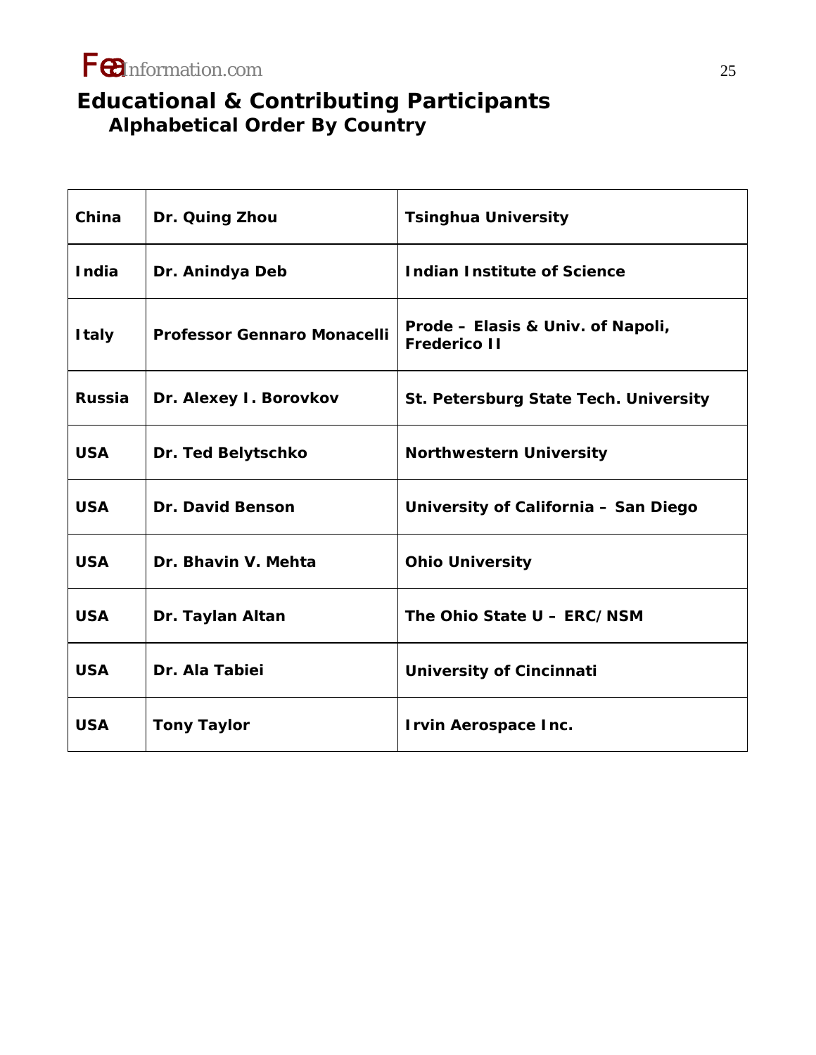## Educational & Contributing Participants

### Alphabetical Order By Country

| | | |
|---|---|---|
| **China** | **Dr. Quing Zhou** | **Tsinghua University** |
| **India** | **Dr. Anindya Deb** | **Indian Institute of Science** |
| **Italy** | **Professor Gennaro Monacelli** | **Prode – Elasis & Univ. of Napoli, Frederico II** |
| **Russia** | **Dr. Alexey I. Borovkov** | **St. Petersburg State Tech. University** |
| **USA** | **Dr. Ted Belytschko** | **Northwestern University** |
| **USA** | **Dr. David Benson** | **University of California – San Diego** |
| **USA** | **Dr. Bhavin V. Mehta** | **Ohio University** |
| **USA** | **Dr. Taylan Altan** | **The Ohio State U – ERC/NSM** |
| **USA** | **Dr. Ala Tabiei** | **University of Cincinnati** |
| **USA** | **Tony Taylor** | **Irvin Aerospace Inc.** |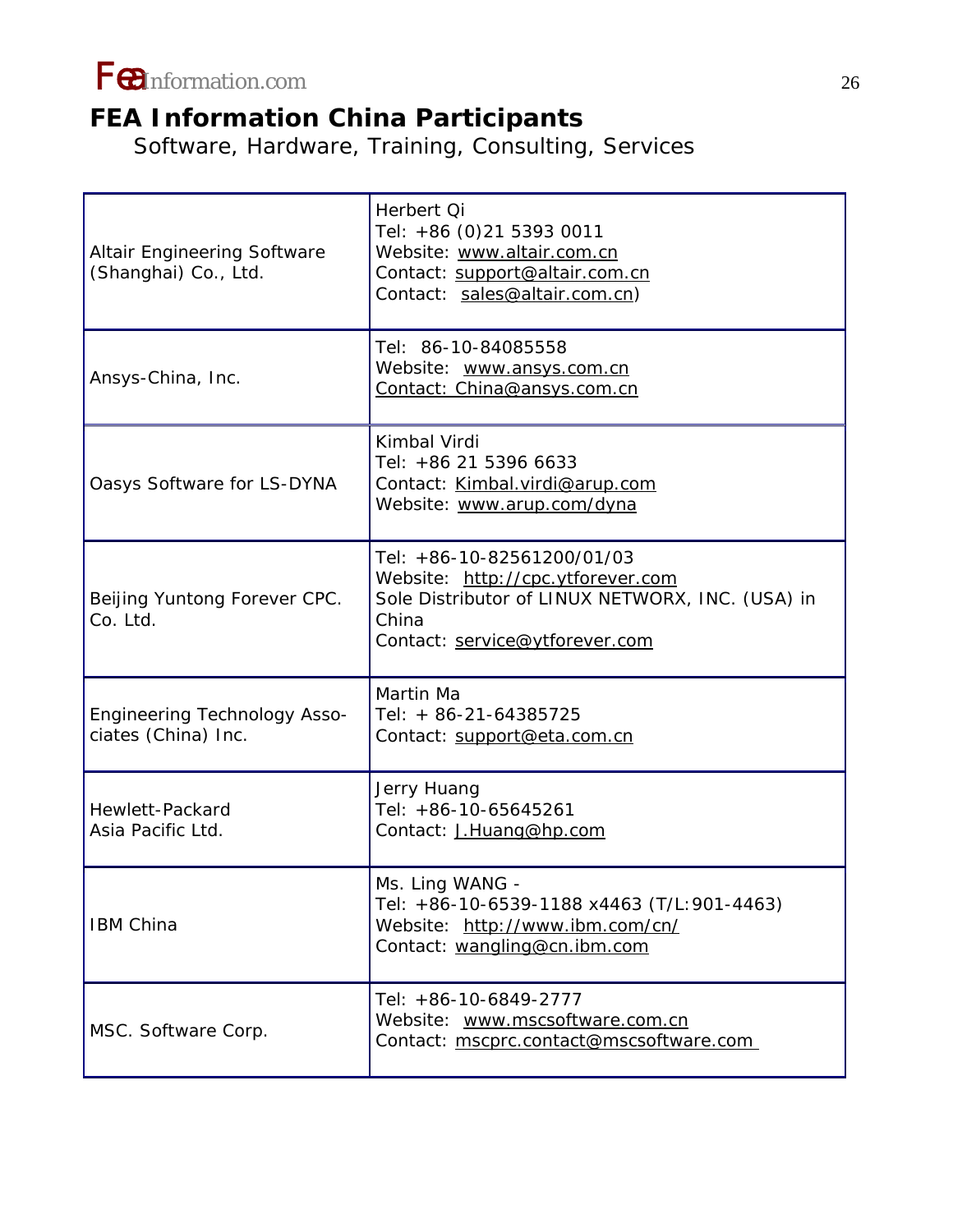# FEA Information China Participants

Software, Hardware, Training, Consulting, Services

| | |
|---|---|
| Altair Engineering Software (Shanghai) Co., Ltd. | Herbert Qi<br>Tel: +86 (0)21 5393 0011<br>Website: www.altair.com.cn<br>Contact: support@altair.com.cn<br>Contact: sales@altair.com.cn) |
| Ansys-China, Inc. | Tel: 86-10-84085558<br>Website: www.ansys.com.cn<br>Contact: China@ansys.com.cn |
| Oasys Software for LS-DYNA | Kimbal Virdi<br>Tel: +86 21 5396 6633<br>Contact: Kimbal.virdi@arup.com<br>Website: www.arup.com/dyna |
| Beijing Yuntong Forever CPC. Co. Ltd. | Tel: +86-10-82561200/01/03<br>Website: http://cpc.ytforever.com<br>Sole Distributor of LINUX NETWORX, INC. (USA) in China<br>Contact: service@ytforever.com |
| Engineering Technology Associates (China) Inc. | Martin Ma<br>Tel: + 86-21-64385725<br>Contact: support@eta.com.cn |
| Hewlett-Packard Asia Pacific Ltd. | Jerry Huang<br>Tel: +86-10-65645261<br>Contact: J.Huang@hp.com |
| IBM China | Ms. Ling WANG -<br>Tel: +86-10-6539-1188 x4463 (T/L:901-4463)<br>Website: http://www.ibm.com/cn/<br>Contact: wangling@cn.ibm.com |
| MSC. Software Corp. | Tel: +86-10-6849-2777<br>Website: www.mscsoftware.com.cn<br>Contact: mscprc.contact@mscsoftware.com |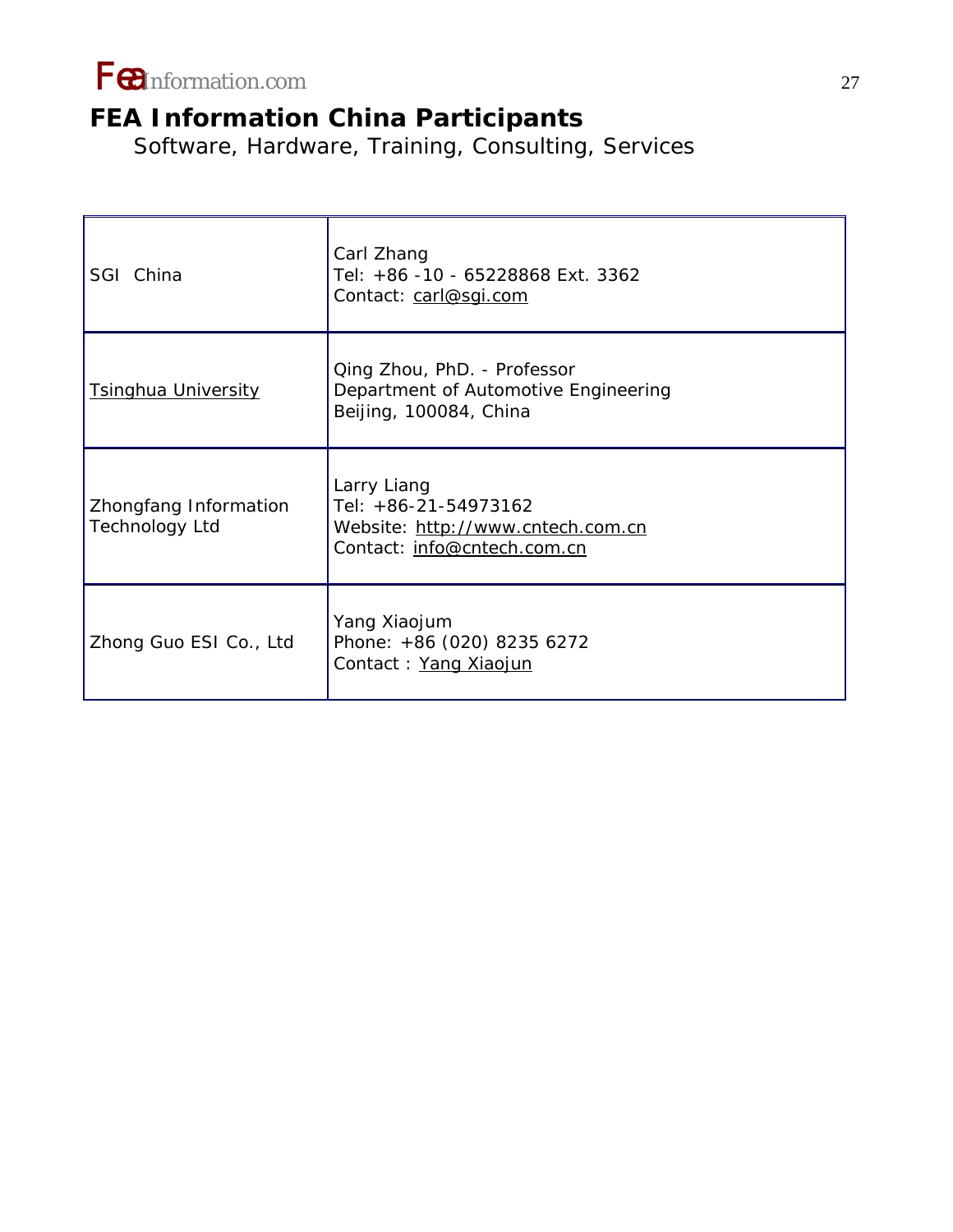# FEA Information China Participants

Software, Hardware, Training, Consulting, Services

| | |
|---|---|
| SGI China | Carl Zhang<br>Tel: +86 -10 - 65228868 Ext. 3362<br>Contact: carl@sgi.com |
| Tsinghua University | Qing Zhou, PhD. - Professor<br>Department of Automotive Engineering<br>Beijing, 100084, China |
| Zhongfang Information Technology Ltd | Larry Liang<br>Tel: +86-21-54973162<br>Website: http://www.cntech.com.cn<br>Contact: info@cntech.com.cn |
| Zhong Guo ESI Co., Ltd | Yang Xiaojum<br>Phone: +86 (020) 8235 6272<br>Contact : Yang Xiaojun |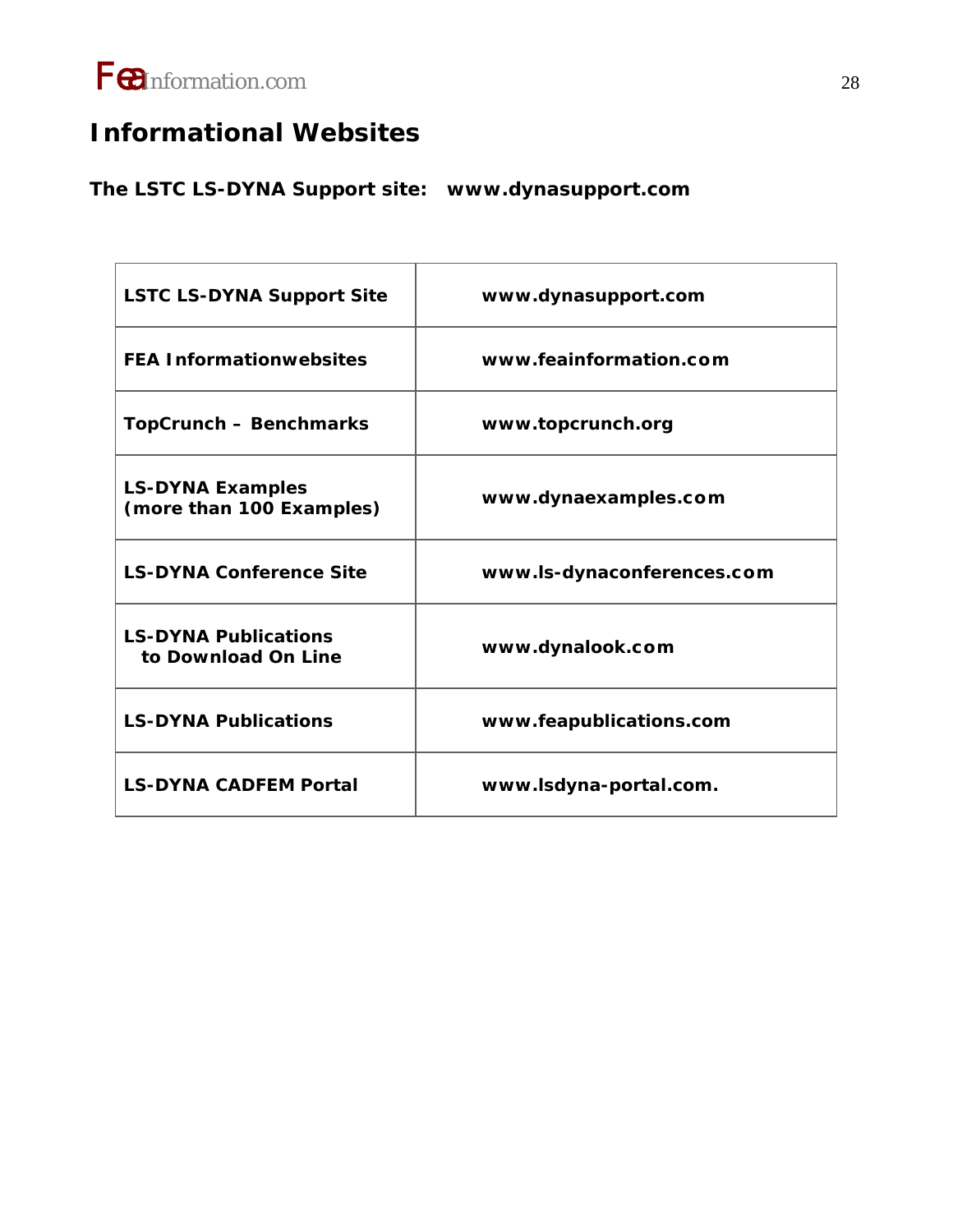# Informational Websites

**The LSTC LS-DYNA Support site: www.dynasupport.com**

| | |
|---|---|
| **LSTC LS-DYNA Support Site** | **www.dynasupport.com** |
| **FEA Informationwebsites** | **www.feainformation.com** |
| **TopCrunch – Benchmarks** | **www.topcrunch.org** |
| **LS-DYNA Examples (more than 100 Examples)** | **www.dynaexamples.com** |
| **LS-DYNA Conference Site** | **www.ls-dynaconferences.com** |
| **LS-DYNA Publications to Download On Line** | **www.dynalook.com** |
| **LS-DYNA Publications** | **www.feapublications.com** |
| **LS-DYNA CADFEM Portal** | **www.lsdyna-portal.com.** |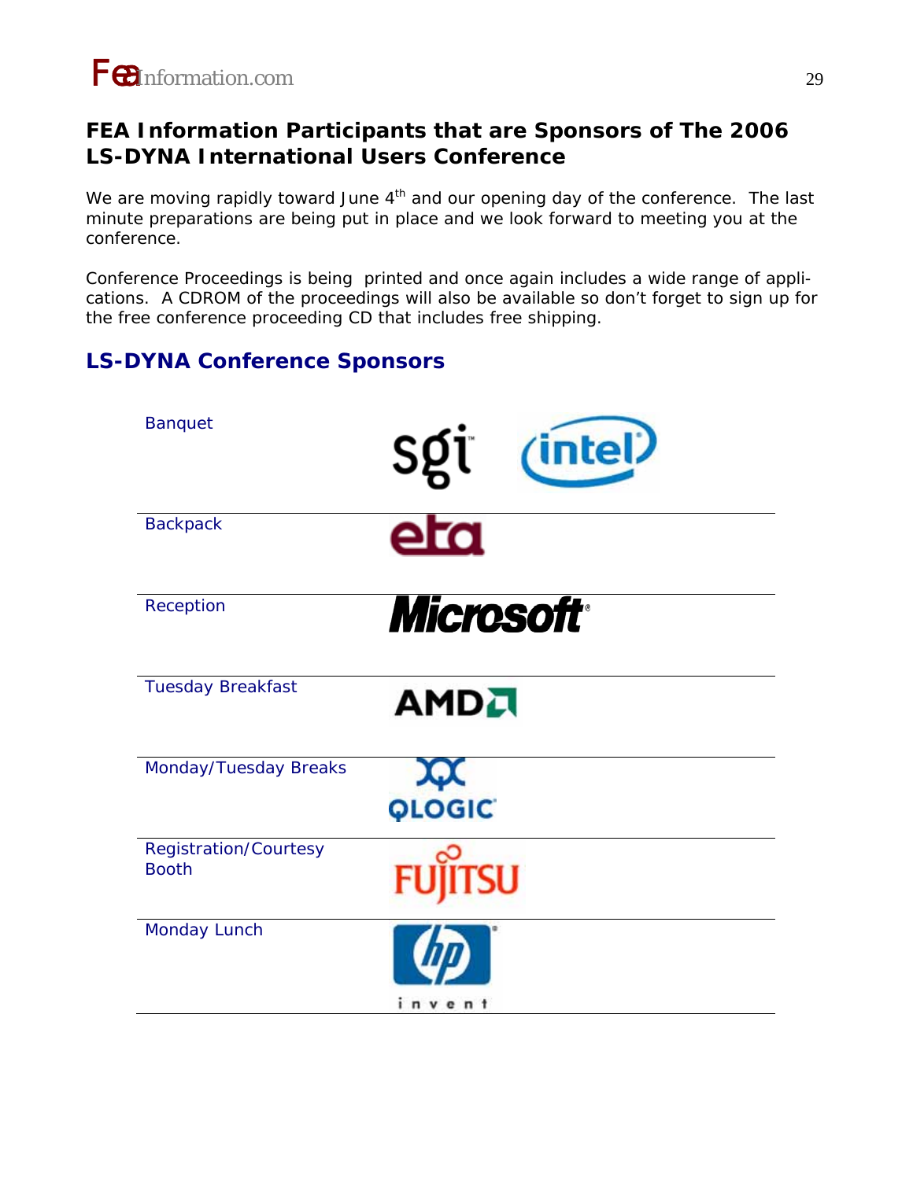## FEA Information Participants that are Sponsors of The 2006 LS-DYNA International Users Conference

We are moving rapidly toward June 4th and our opening day of the conference. The last minute preparations are being put in place and we look forward to meeting you at the conference.

Conference Proceedings is being printed and once again includes a wide range of applications. A CDROM of the proceedings will also be available so don't forget to sign up for the free conference proceeding CD that includes free shipping.

### LS-DYNA Conference Sponsors

| | |
|---|---|
| Banquet | sgi, intel |
| Backpack | eta |
| Reception | Microsoft |
| Tuesday Breakfast | AMD |
| Monday/Tuesday Breaks | QLOGIC |
| Registration/Courtesy Booth | FUJITSU |
| Monday Lunch | hp invent |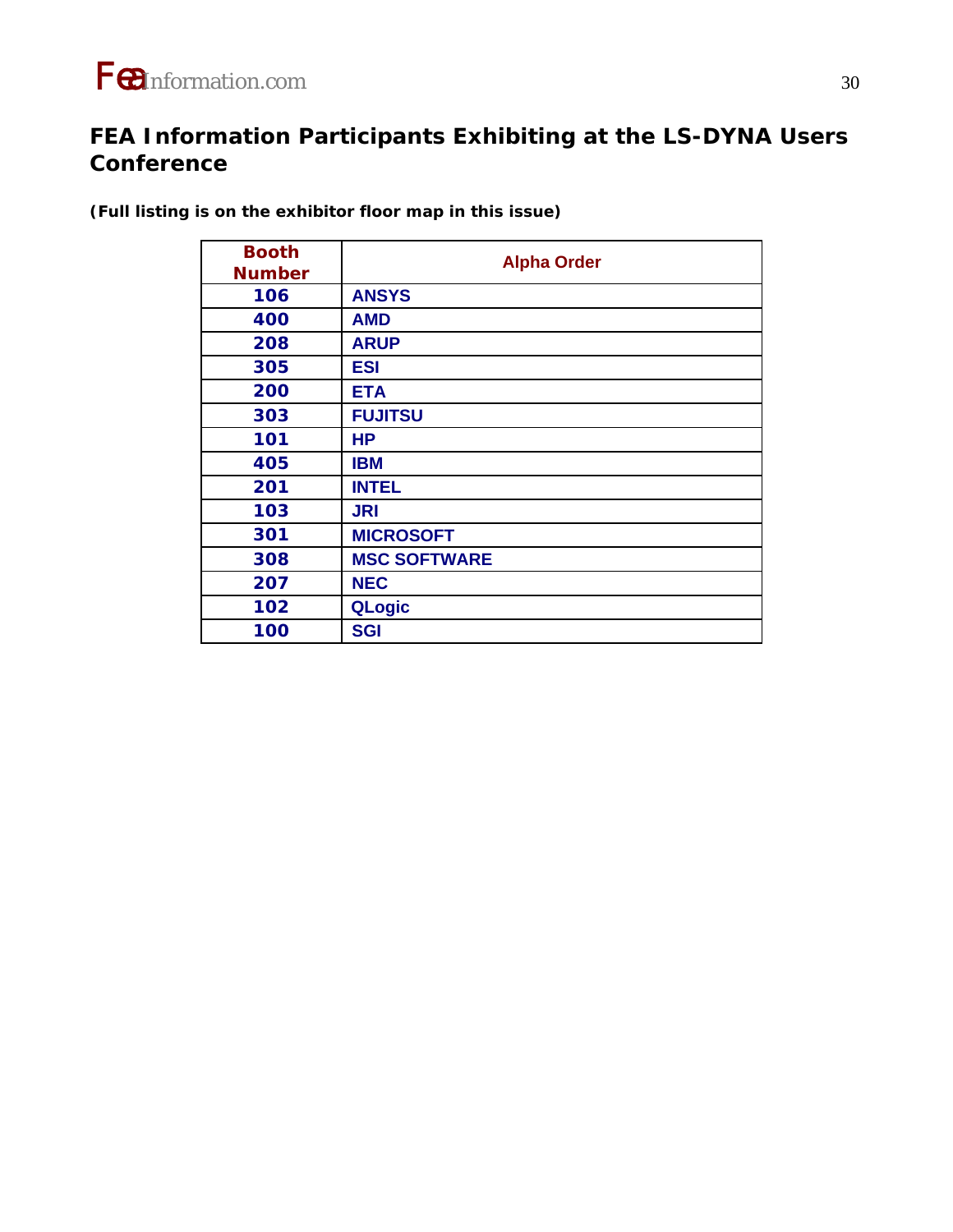## FEA Information Participants Exhibiting at the LS-DYNA Users Conference

**(Full listing is on the exhibitor floor map in this issue)**

| Booth Number | Alpha Order |
|---|---|
| 106 | ANSYS |
| 400 | AMD |
| 208 | ARUP |
| 305 | ESI |
| 200 | ETA |
| 303 | FUJITSU |
| 101 | HP |
| 405 | IBM |
| 201 | INTEL |
| 103 | JRI |
| 301 | MICROSOFT |
| 308 | MSC SOFTWARE |
| 207 | NEC |
| 102 | QLogic |
| 100 | SGI |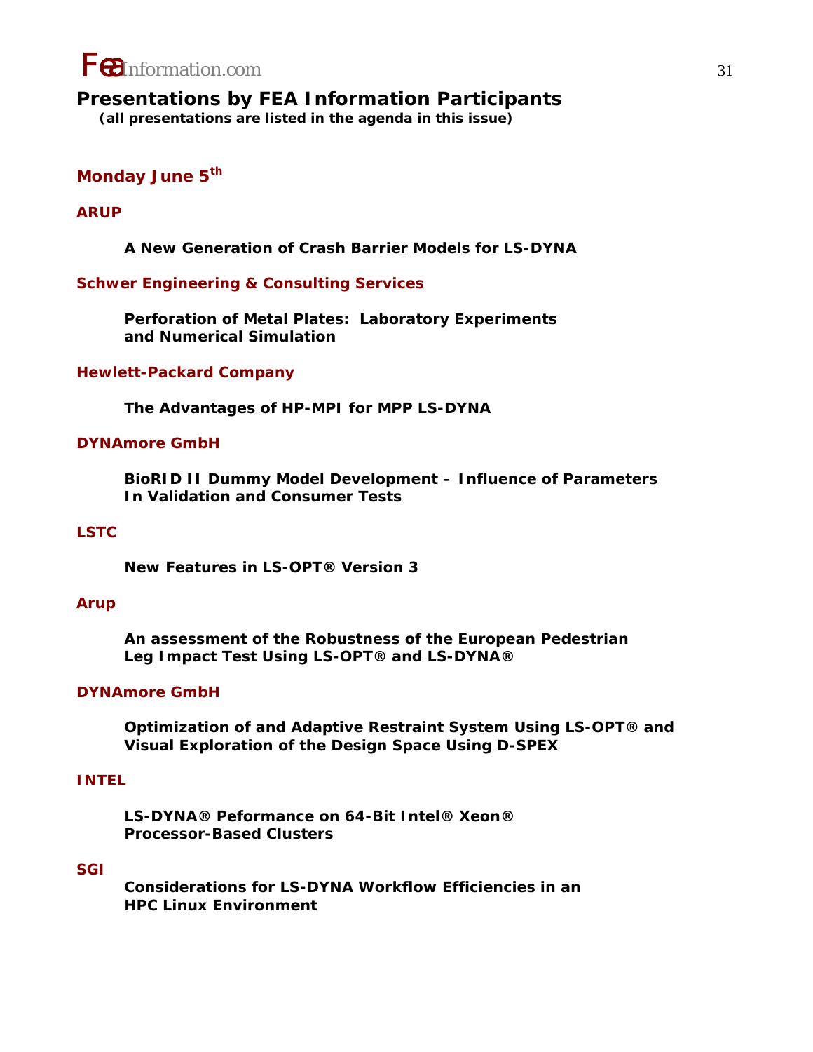# Presentations by FEA Information Participants

**(all presentations are listed in the agenda in this issue)**

## Monday June 5th

### ARUP

**A New Generation of Crash Barrier Models for LS-DYNA**

### Schwer Engineering & Consulting Services

**Perforation of Metal Plates: Laboratory Experiments and Numerical Simulation**

### Hewlett-Packard Company

**The Advantages of HP-MPI for MPP LS-DYNA**

### DYNAmore GmbH

**BioRID II Dummy Model Development – Influence of Parameters In Validation and Consumer Tests**

### LSTC

**New Features in LS-OPT® Version 3**

### Arup

**An assessment of the Robustness of the European Pedestrian Leg Impact Test Using LS-OPT® and LS-DYNA®**

### DYNAmore GmbH

**Optimization of and Adaptive Restraint System Using LS-OPT® and Visual Exploration of the Design Space Using D-SPEX**

### INTEL

**LS-DYNA® Peformance on 64-Bit Intel® Xeon® Processor-Based Clusters**

### SGI

**Considerations for LS-DYNA Workflow Efficiencies in an HPC Linux Environment**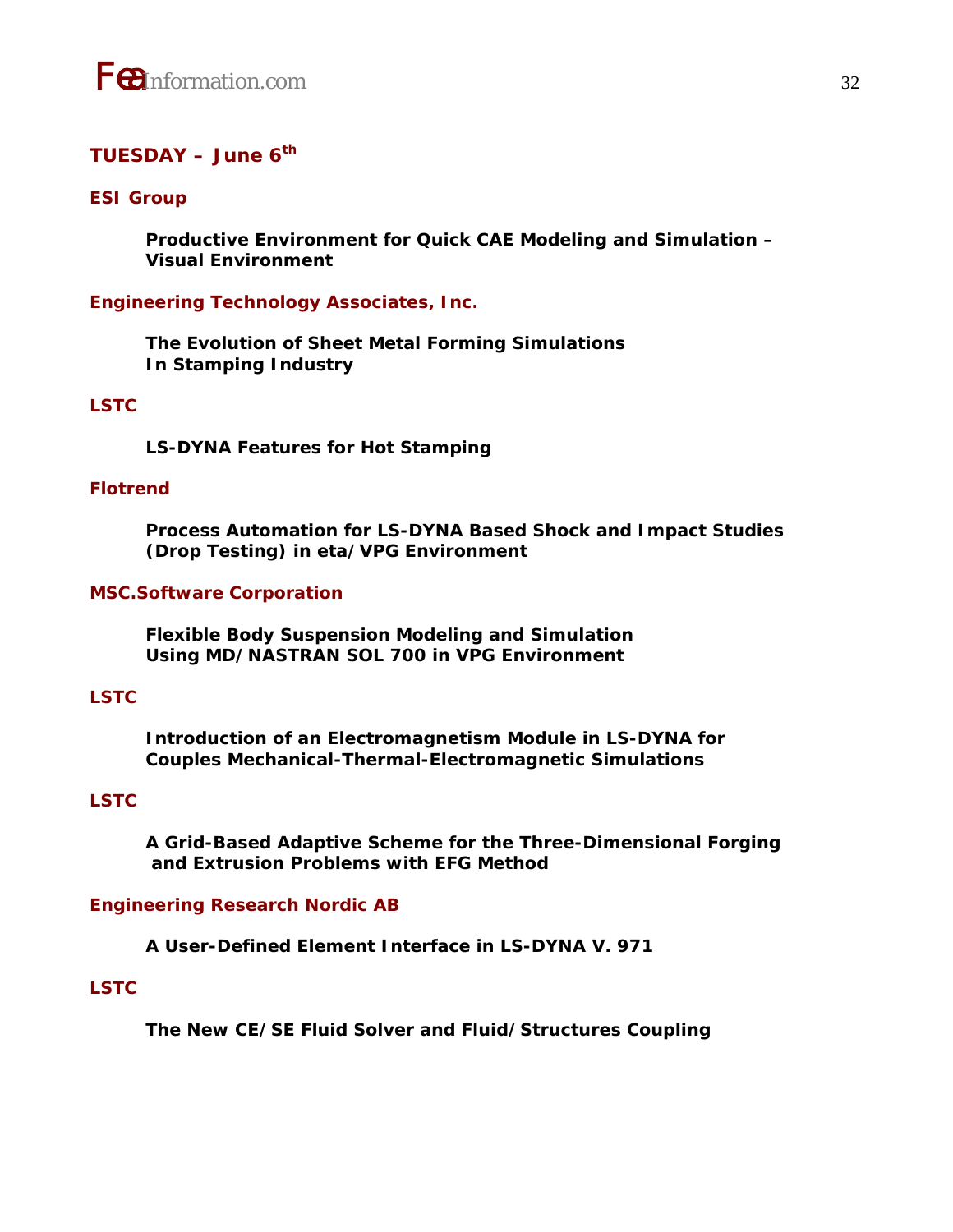## TUESDAY – June 6th

### ESI Group

**Productive Environment for Quick CAE Modeling and Simulation – Visual Environment**

### Engineering Technology Associates, Inc.

**The Evolution of Sheet Metal Forming Simulations In Stamping Industry**

### LSTC

**LS-DYNA Features for Hot Stamping**

### Flotrend

**Process Automation for LS-DYNA Based Shock and Impact Studies (Drop Testing) in eta/VPG Environment**

### MSC.Software Corporation

**Flexible Body Suspension Modeling and Simulation Using MD/NASTRAN SOL 700 in VPG Environment**

### LSTC

**Introduction of an Electromagnetism Module in LS-DYNA for Couples Mechanical-Thermal-Electromagnetic Simulations**

### LSTC

**A Grid-Based Adaptive Scheme for the Three-Dimensional Forging and Extrusion Problems with EFG Method**

### Engineering Research Nordic AB

**A User-Defined Element Interface in LS-DYNA V. 971**

### LSTC

**The New CE/SE Fluid Solver and Fluid/Structures Coupling**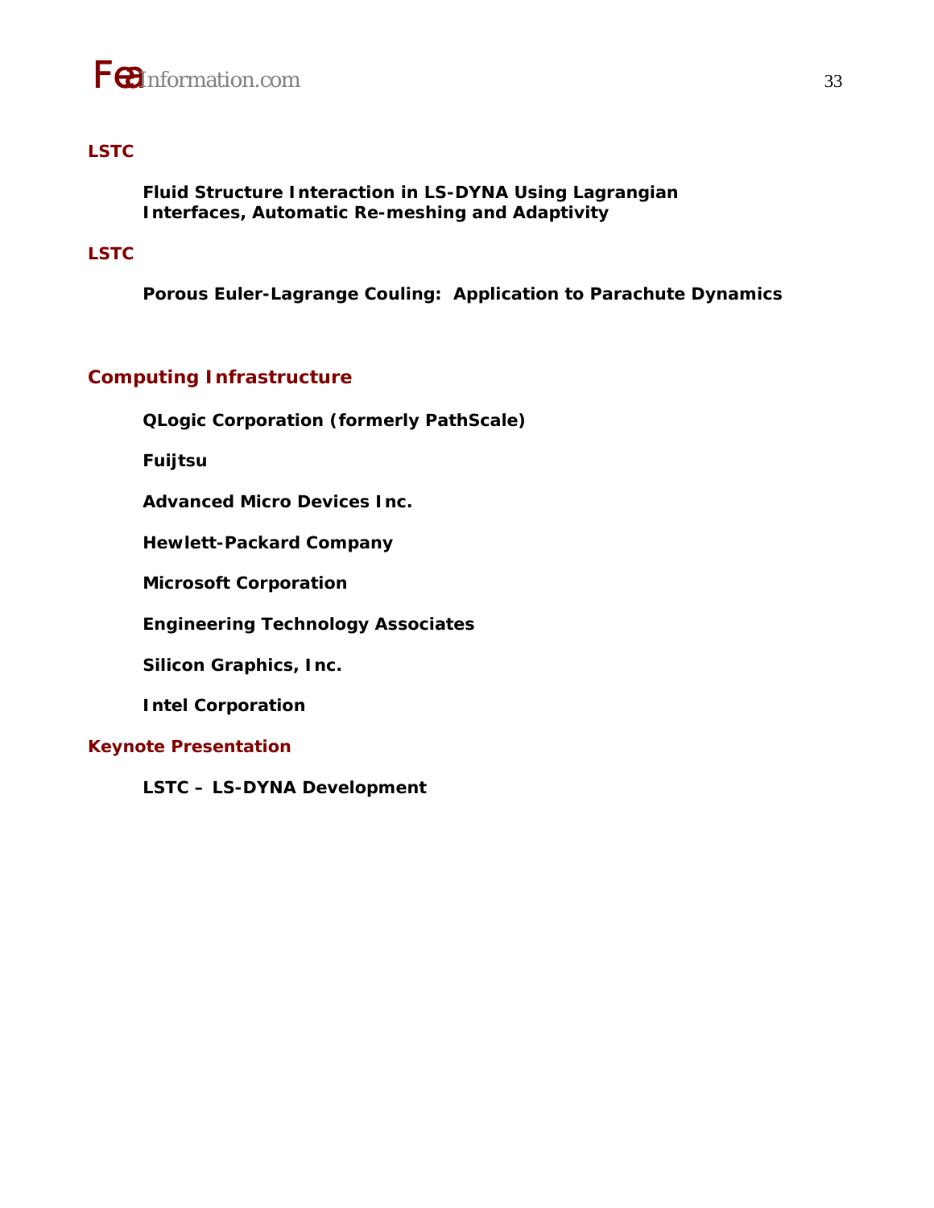**LSTC**

**Fluid Structure Interaction in LS-DYNA Using Lagrangian Interfaces, Automatic Re-meshing and Adaptivity**

**LSTC**

**Porous Euler-Lagrange Couling: Application to Parachute Dynamics**

## Computing Infrastructure

**QLogic Corporation (formerly PathScale)**

**Fuijtsu**

**Advanced Micro Devices Inc.**

**Hewlett-Packard Company**

**Microsoft Corporation**

**Engineering Technology Associates**

**Silicon Graphics, Inc.**

**Intel Corporation**

### Keynote Presentation

**LSTC – LS-DYNA Development**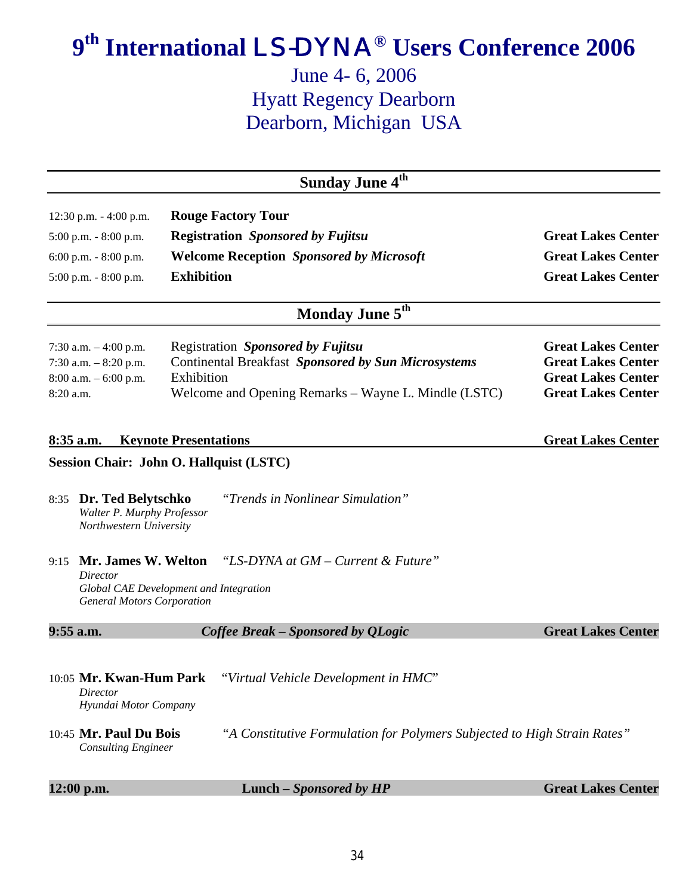# 9th International LS-DYNA® Users Conference 2006

June 4- 6, 2006
Hyatt Regency Dearborn
Dearborn, Michigan USA

## Sunday June 4th

| | | |
|---|---|---|
| 12:30 p.m. - 4:00 p.m. | **Rouge Factory Tour** | |
| 5:00 p.m. - 8:00 p.m. | **Registration** ***Sponsored by Fujitsu*** | **Great Lakes Center** |
| 6:00 p.m. - 8:00 p.m. | **Welcome Reception** ***Sponsored by Microsoft*** | **Great Lakes Center** |
| 5:00 p.m. - 8:00 p.m. | **Exhibition** | **Great Lakes Center** |

## Monday June 5th

| | | |
|---|---|---|
| 7:30 a.m. – 4:00 p.m. | Registration ***Sponsored by Fujitsu*** | **Great Lakes Center** |
| 7:30 a.m. – 8:20 p.m. | Continental Breakfast ***Sponsored by Sun Microsystems*** | **Great Lakes Center** |
| 8:00 a.m. – 6:00 p.m. | Exhibition | **Great Lakes Center** |
| 8:20 a.m. | Welcome and Opening Remarks – Wayne L. Mindle (LSTC) | **Great Lakes Center** |

**8:35 a.m. Keynote Presentations** — **Great Lakes Center**

**Session Chair: John O. Hallquist (LSTC)**

8:35 **Dr. Ted Belytschko** *"Trends in Nonlinear Simulation"*
*Walter P. Murphy Professor*
*Northwestern University*

9:15 **Mr. James W. Welton** *"LS-DYNA at GM – Current & Future"*
*Director*
*Global CAE Development and Integration*
*General Motors Corporation*

**9:55 a.m.** ***Coffee Break – Sponsored by QLogic*** — **Great Lakes Center**

10:05 **Mr. Kwan-Hum Park** *"Virtual Vehicle Development in HMC"*
*Director*
*Hyundai Motor Company*

10:45 **Mr. Paul Du Bois** *"A Constitutive Formulation for Polymers Subjected to High Strain Rates"*
*Consulting Engineer*

**12:00 p.m.** **Lunch –** ***Sponsored by HP*** — **Great Lakes Center**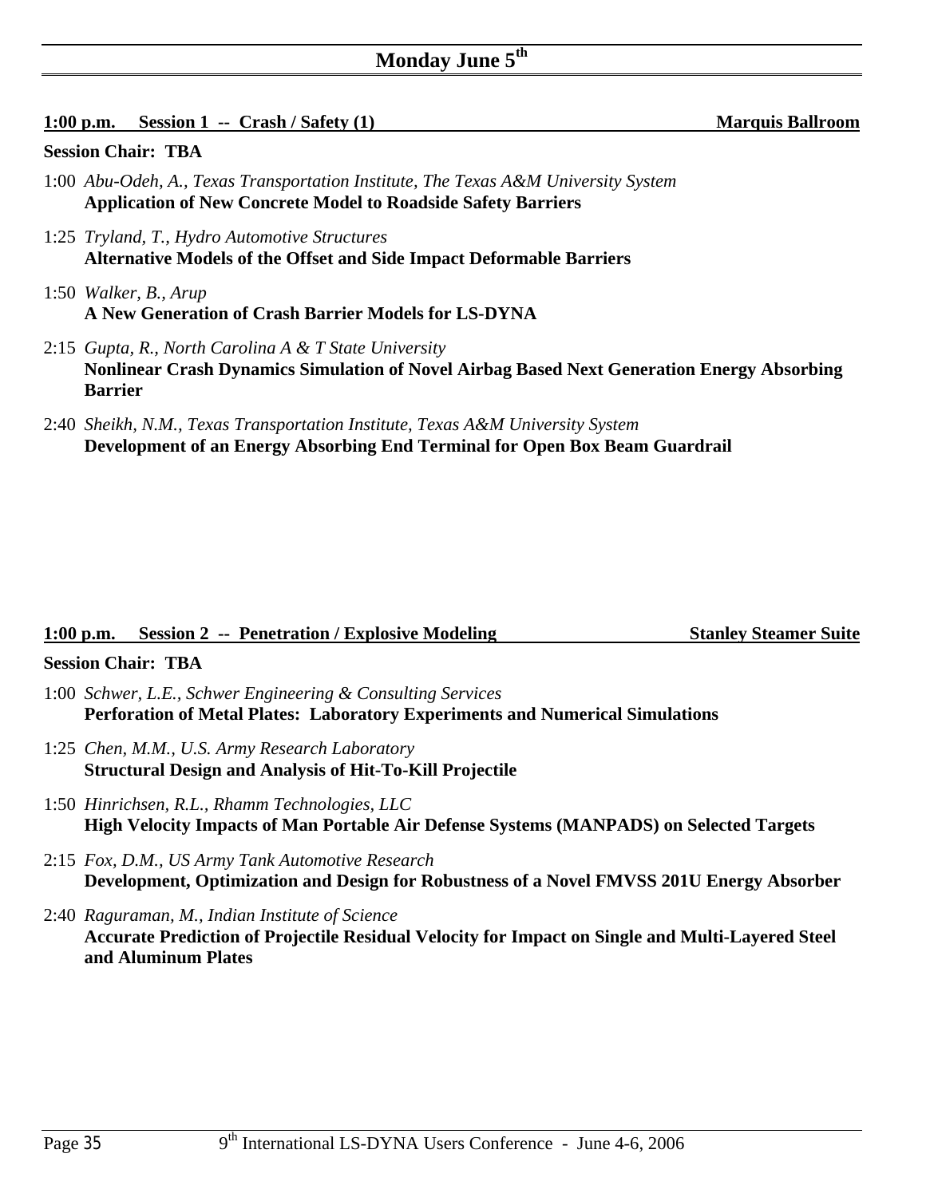# Monday June 5th

**1:00 p.m. Session 1 -- Crash / Safety (1)** **Marquis Ballroom**

**Session Chair: TBA**

1:00 *Abu-Odeh, A., Texas Transportation Institute, The Texas A&M University System*
**Application of New Concrete Model to Roadside Safety Barriers**

1:25 *Tryland, T., Hydro Automotive Structures*
**Alternative Models of the Offset and Side Impact Deformable Barriers**

1:50 *Walker, B., Arup*
**A New Generation of Crash Barrier Models for LS-DYNA**

2:15 *Gupta, R., North Carolina A & T State University*
**Nonlinear Crash Dynamics Simulation of Novel Airbag Based Next Generation Energy Absorbing Barrier**

2:40 *Sheikh, N.M., Texas Transportation Institute, Texas A&M University System*
**Development of an Energy Absorbing End Terminal for Open Box Beam Guardrail**

**1:00 p.m. Session 2 -- Penetration / Explosive Modeling** **Stanley Steamer Suite**

**Session Chair: TBA**

1:00 *Schwer, L.E., Schwer Engineering & Consulting Services*
**Perforation of Metal Plates: Laboratory Experiments and Numerical Simulations**

1:25 *Chen, M.M., U.S. Army Research Laboratory*
**Structural Design and Analysis of Hit-To-Kill Projectile**

1:50 *Hinrichsen, R.L., Rhamm Technologies, LLC*
**High Velocity Impacts of Man Portable Air Defense Systems (MANPADS) on Selected Targets**

2:15 *Fox, D.M., US Army Tank Automotive Research*
**Development, Optimization and Design for Robustness of a Novel FMVSS 201U Energy Absorber**

2:40 *Raguraman, M., Indian Institute of Science*
**Accurate Prediction of Projectile Residual Velocity for Impact on Single and Multi-Layered Steel and Aluminum Plates**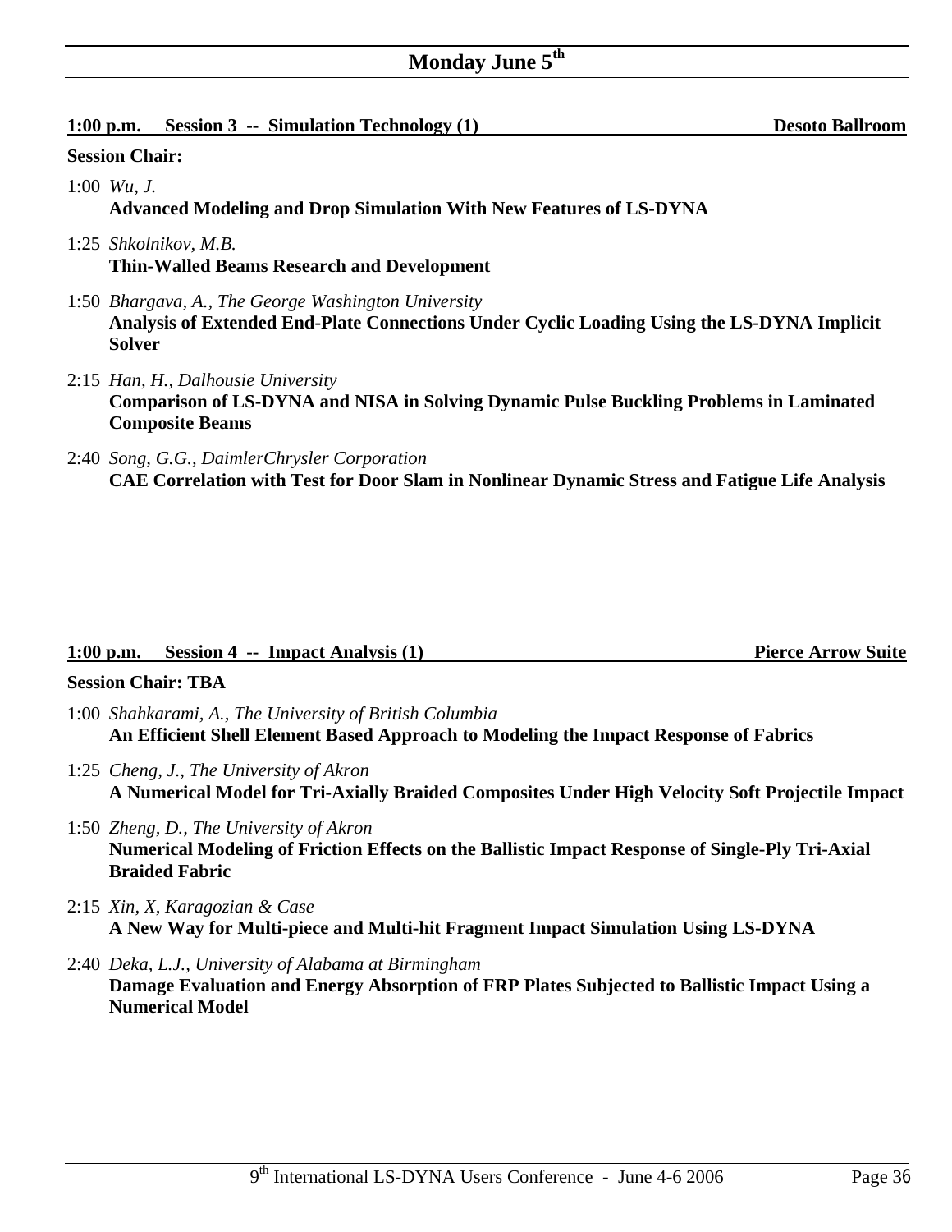## Monday June 5th

**1:00 p.m. Session 3 -- Simulation Technology (1)** **Desoto Ballroom**

**Session Chair:**

1:00 *Wu, J.*
**Advanced Modeling and Drop Simulation With New Features of LS-DYNA**

1:25 *Shkolnikov, M.B.*
**Thin-Walled Beams Research and Development**

1:50 *Bhargava, A., The George Washington University*
**Analysis of Extended End-Plate Connections Under Cyclic Loading Using the LS-DYNA Implicit Solver**

2:15 *Han, H., Dalhousie University*
**Comparison of LS-DYNA and NISA in Solving Dynamic Pulse Buckling Problems in Laminated Composite Beams**

2:40 *Song, G.G., DaimlerChrysler Corporation*
**CAE Correlation with Test for Door Slam in Nonlinear Dynamic Stress and Fatigue Life Analysis**

**1:00 p.m. Session 4 -- Impact Analysis (1)** **Pierce Arrow Suite**

**Session Chair: TBA**

1:00 *Shahkarami, A., The University of British Columbia*
**An Efficient Shell Element Based Approach to Modeling the Impact Response of Fabrics**

1:25 *Cheng, J., The University of Akron*
**A Numerical Model for Tri-Axially Braided Composites Under High Velocity Soft Projectile Impact**

1:50 *Zheng, D., The University of Akron*
**Numerical Modeling of Friction Effects on the Ballistic Impact Response of Single-Ply Tri-Axial Braided Fabric**

2:15 *Xin, X, Karagozian & Case*
**A New Way for Multi-piece and Multi-hit Fragment Impact Simulation Using LS-DYNA**

2:40 *Deka, L.J., University of Alabama at Birmingham*
**Damage Evaluation and Energy Absorption of FRP Plates Subjected to Ballistic Impact Using a Numerical Model**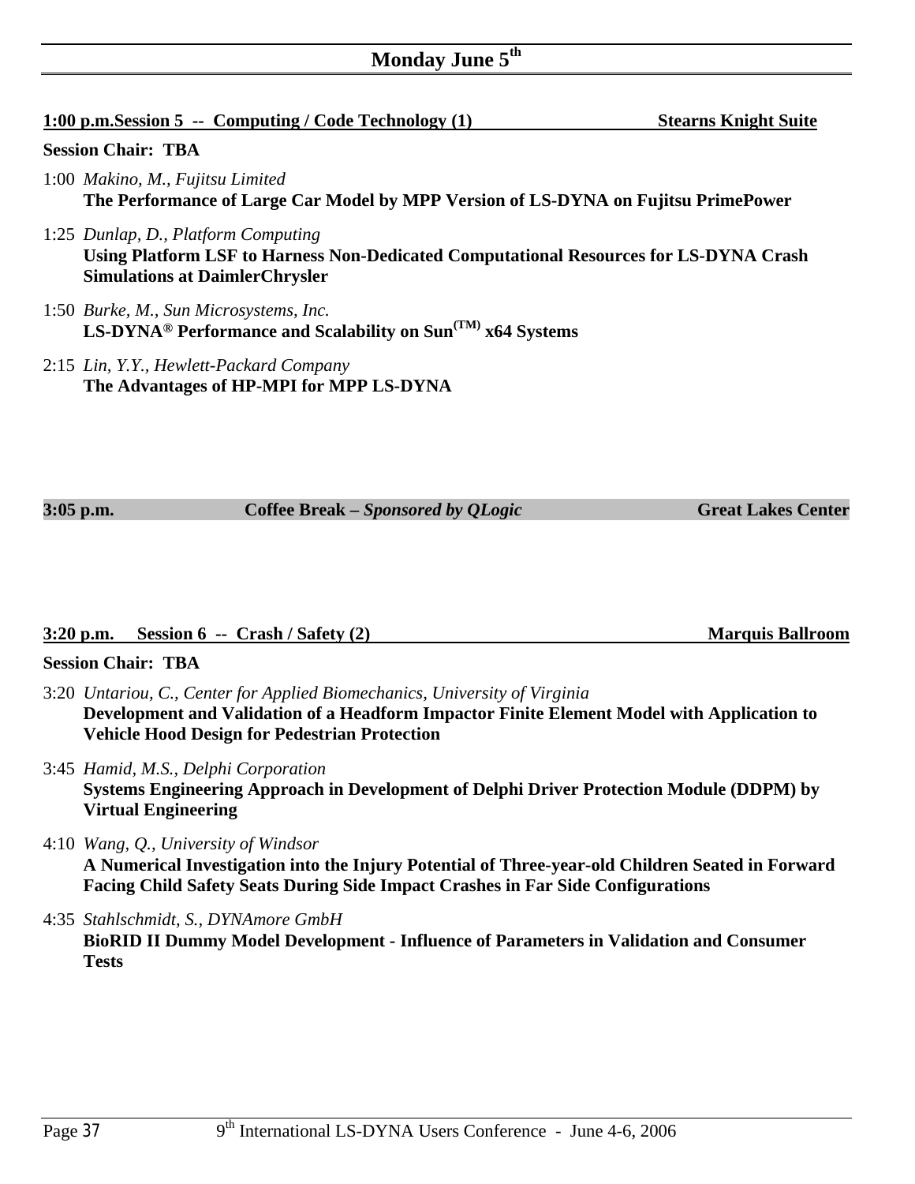# Monday June 5th

**1:00 p.m.Session 5 -- Computing / Code Technology (1)** **Stearns Knight Suite**

**Session Chair: TBA**

1:00 *Makino, M., Fujitsu Limited*
**The Performance of Large Car Model by MPP Version of LS-DYNA on Fujitsu PrimePower**

1:25 *Dunlap, D., Platform Computing*
**Using Platform LSF to Harness Non-Dedicated Computational Resources for LS-DYNA Crash Simulations at DaimlerChrysler**

1:50 *Burke, M., Sun Microsystems, Inc.*
**LS-DYNA® Performance and Scalability on Sun(TM) x64 Systems**

2:15 *Lin, Y.Y., Hewlett-Packard Company*
**The Advantages of HP-MPI for MPP LS-DYNA**

**3:05 p.m.** **Coffee Break –** ***Sponsored by QLogic*** **Great Lakes Center**

**3:20 p.m. Session 6 -- Crash / Safety (2)** **Marquis Ballroom**

**Session Chair: TBA**

3:20 *Untariou, C., Center for Applied Biomechanics, University of Virginia*
**Development and Validation of a Headform Impactor Finite Element Model with Application to Vehicle Hood Design for Pedestrian Protection**

3:45 *Hamid, M.S., Delphi Corporation*
**Systems Engineering Approach in Development of Delphi Driver Protection Module (DDPM) by Virtual Engineering**

4:10 *Wang, Q., University of Windsor*
**A Numerical Investigation into the Injury Potential of Three-year-old Children Seated in Forward Facing Child Safety Seats During Side Impact Crashes in Far Side Configurations**

4:35 *Stahlschmidt, S., DYNAmore GmbH*
**BioRID II Dummy Model Development - Influence of Parameters in Validation and Consumer Tests**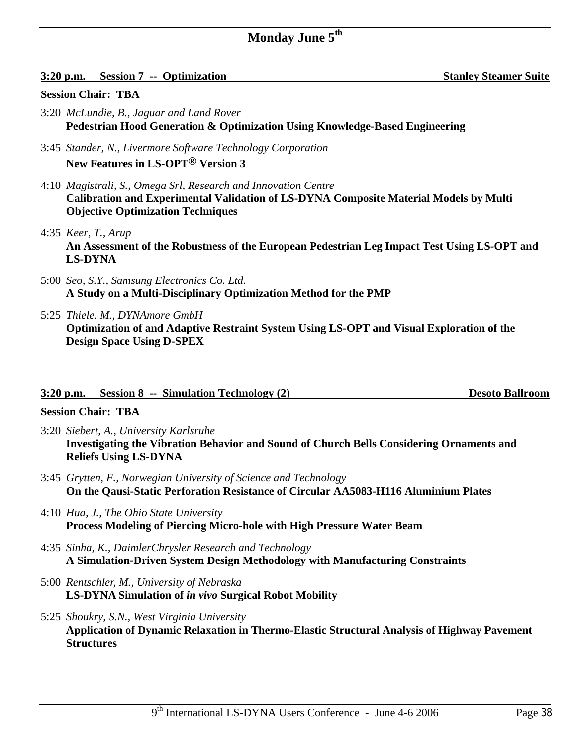# Monday June 5th

**3:20 p.m. Session 7 -- Optimization** **Stanley Steamer Suite**

**Session Chair: TBA**

3:20 *McLundie, B., Jaguar and Land Rover*
**Pedestrian Hood Generation & Optimization Using Knowledge-Based Engineering**

3:45 *Stander, N., Livermore Software Technology Corporation*
**New Features in LS-OPT® Version 3**

4:10 *Magistrali, S., Omega Srl, Research and Innovation Centre*
**Calibration and Experimental Validation of LS-DYNA Composite Material Models by Multi Objective Optimization Techniques**

4:35 *Keer, T., Arup*
**An Assessment of the Robustness of the European Pedestrian Leg Impact Test Using LS-OPT and LS-DYNA**

5:00 *Seo, S.Y., Samsung Electronics Co. Ltd.*
**A Study on a Multi-Disciplinary Optimization Method for the PMP**

5:25 *Thiele. M., DYNAmore GmbH*
**Optimization of and Adaptive Restraint System Using LS-OPT and Visual Exploration of the Design Space Using D-SPEX**

**3:20 p.m. Session 8 -- Simulation Technology (2)** **Desoto Ballroom**

**Session Chair: TBA**

3:20 *Siebert, A., University Karlsruhe*
**Investigating the Vibration Behavior and Sound of Church Bells Considering Ornaments and Reliefs Using LS-DYNA**

3:45 *Grytten, F., Norwegian University of Science and Technology*
**On the Qausi-Static Perforation Resistance of Circular AA5083-H116 Aluminium Plates**

4:10 *Hua, J., The Ohio State University*
**Process Modeling of Piercing Micro-hole with High Pressure Water Beam**

4:35 *Sinha, K., DaimlerChrysler Research and Technology*
**A Simulation-Driven System Design Methodology with Manufacturing Constraints**

5:00 *Rentschler, M., University of Nebraska*
**LS-DYNA Simulation of *in vivo* Surgical Robot Mobility**

5:25 *Shoukry, S.N., West Virginia University*
**Application of Dynamic Relaxation in Thermo-Elastic Structural Analysis of Highway Pavement Structures**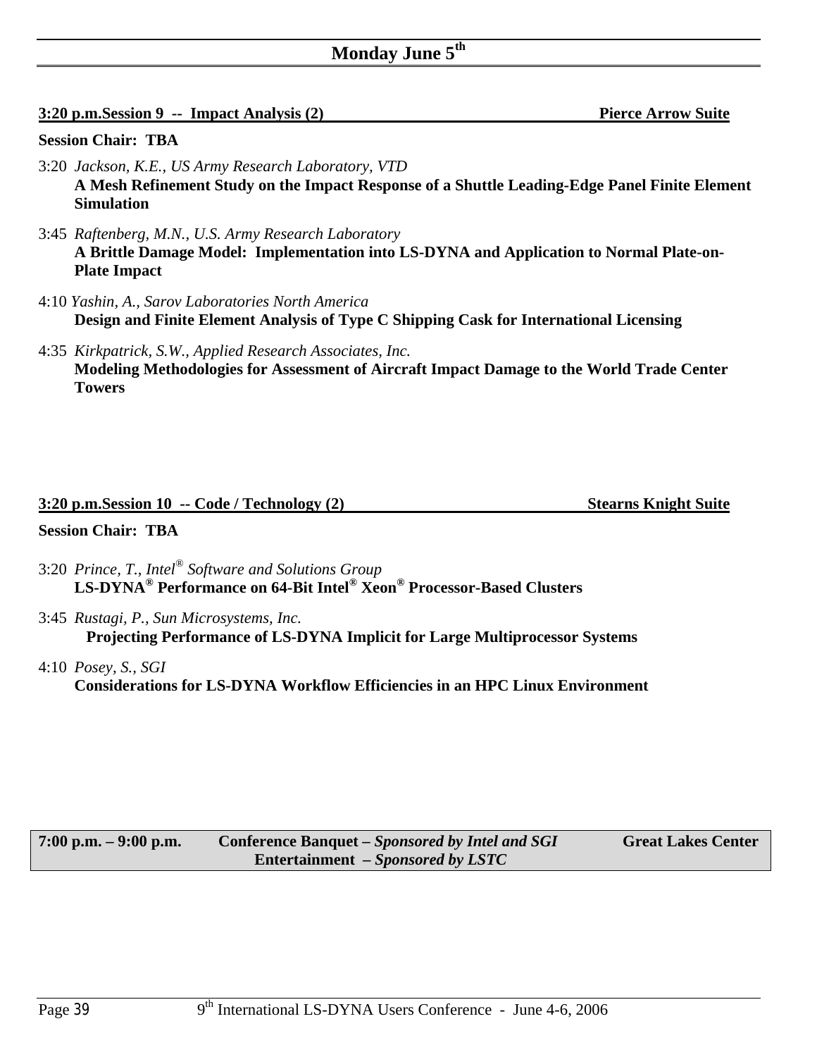## Monday June 5th

**3:20 p.m. Session 9 -- Impact Analysis (2)** **Pierce Arrow Suite**

**Session Chair: TBA**

3:20 *Jackson, K.E., US Army Research Laboratory, VTD*
**A Mesh Refinement Study on the Impact Response of a Shuttle Leading-Edge Panel Finite Element Simulation**

3:45 *Raftenberg, M.N., U.S. Army Research Laboratory*
**A Brittle Damage Model: Implementation into LS-DYNA and Application to Normal Plate-on-Plate Impact**

4:10 *Yashin, A., Sarov Laboratories North America*
**Design and Finite Element Analysis of Type C Shipping Cask for International Licensing**

4:35 *Kirkpatrick, S.W., Applied Research Associates, Inc.*
**Modeling Methodologies for Assessment of Aircraft Impact Damage to the World Trade Center Towers**

**3:20 p.m. Session 10 -- Code / Technology (2)** **Stearns Knight Suite**

**Session Chair: TBA**

3:20 *Prince, T., Intel® Software and Solutions Group*
**LS-DYNA® Performance on 64-Bit Intel® Xeon® Processor-Based Clusters**

3:45 *Rustagi, P., Sun Microsystems, Inc.*
**Projecting Performance of LS-DYNA Implicit for Large Multiprocessor Systems**

4:10 *Posey, S., SGI*
**Considerations for LS-DYNA Workflow Efficiencies in an HPC Linux Environment**

| | | |
|---|---|---|
| **7:00 p.m. – 9:00 p.m.** | **Conference Banquet –** ***Sponsored by Intel and SGI*** <br> **Entertainment –** ***Sponsored by LSTC*** | **Great Lakes Center** |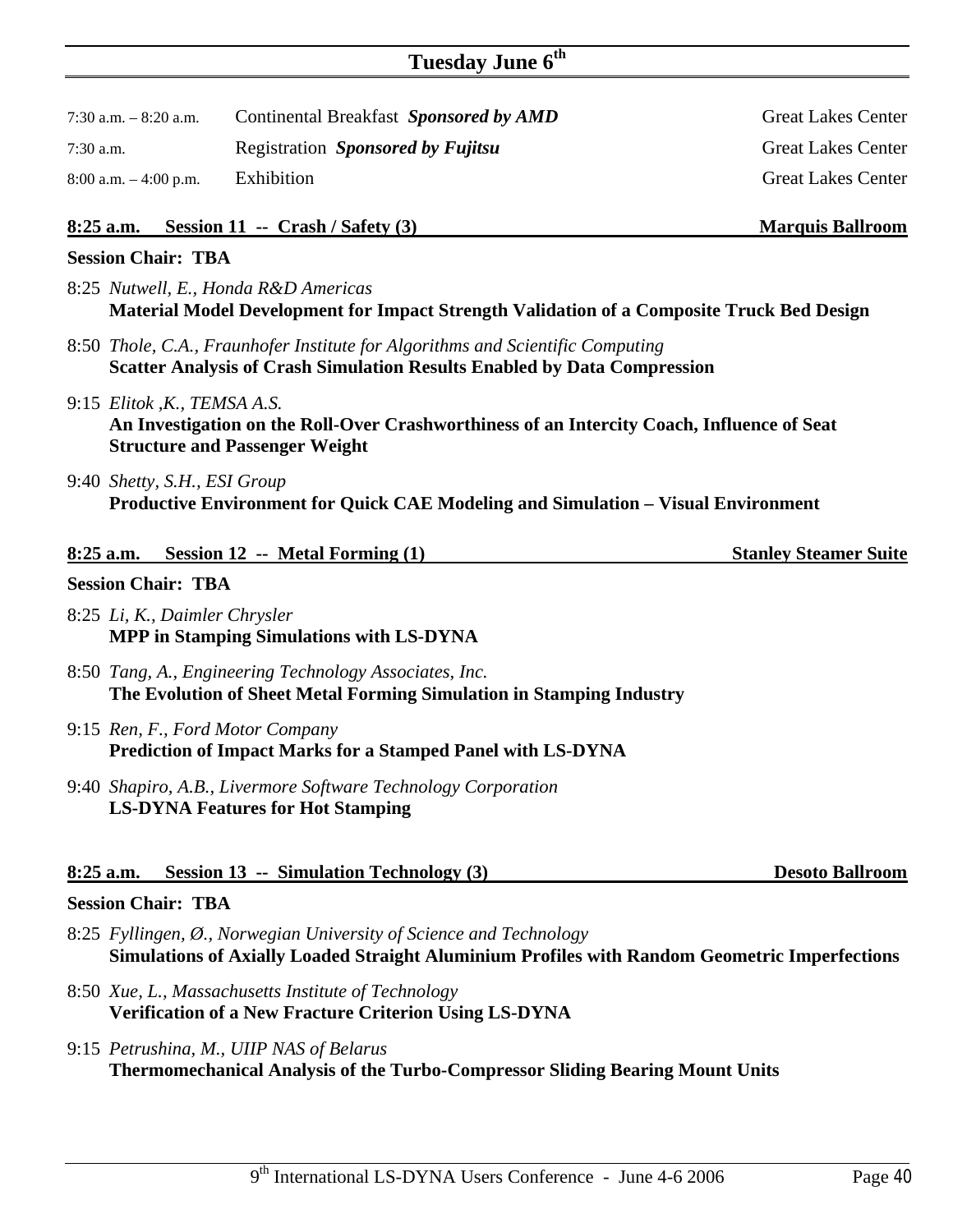## Tuesday June 6th

| | | |
|---|---|---|
| 7:30 a.m. – 8:20 a.m. | Continental Breakfast ***Sponsored by AMD*** | Great Lakes Center |
| 7:30 a.m. | Registration ***Sponsored by Fujitsu*** | Great Lakes Center |
| 8:00 a.m. – 4:00 p.m. | Exhibition | Great Lakes Center |

### 8:25 a.m. Session 11 -- Crash / Safety (3) — Marquis Ballroom

**Session Chair: TBA**

8:25 *Nutwell, E., Honda R&D Americas*
**Material Model Development for Impact Strength Validation of a Composite Truck Bed Design**

8:50 *Thole, C.A., Fraunhofer Institute for Algorithms and Scientific Computing*
**Scatter Analysis of Crash Simulation Results Enabled by Data Compression**

9:15 *Elitok ,K., TEMSA A.S.*
**An Investigation on the Roll-Over Crashworthiness of an Intercity Coach, Influence of Seat Structure and Passenger Weight**

9:40 *Shetty, S.H., ESI Group*
**Productive Environment for Quick CAE Modeling and Simulation – Visual Environment**

### 8:25 a.m. Session 12 -- Metal Forming (1) — Stanley Steamer Suite

**Session Chair: TBA**

8:25 *Li, K., Daimler Chrysler*
**MPP in Stamping Simulations with LS-DYNA**

8:50 *Tang, A., Engineering Technology Associates, Inc.*
**The Evolution of Sheet Metal Forming Simulation in Stamping Industry**

9:15 *Ren, F., Ford Motor Company*
**Prediction of Impact Marks for a Stamped Panel with LS-DYNA**

9:40 *Shapiro, A.B., Livermore Software Technology Corporation*
**LS-DYNA Features for Hot Stamping**

### 8:25 a.m. Session 13 -- Simulation Technology (3) — Desoto Ballroom

**Session Chair: TBA**

8:25 *Fyllingen, Ø., Norwegian University of Science and Technology*
**Simulations of Axially Loaded Straight Aluminium Profiles with Random Geometric Imperfections**

8:50 *Xue, L., Massachusetts Institute of Technology*
**Verification of a New Fracture Criterion Using LS-DYNA**

9:15 *Petrushina, M., UIIP NAS of Belarus*
**Thermomechanical Analysis of the Turbo-Compressor Sliding Bearing Mount Units**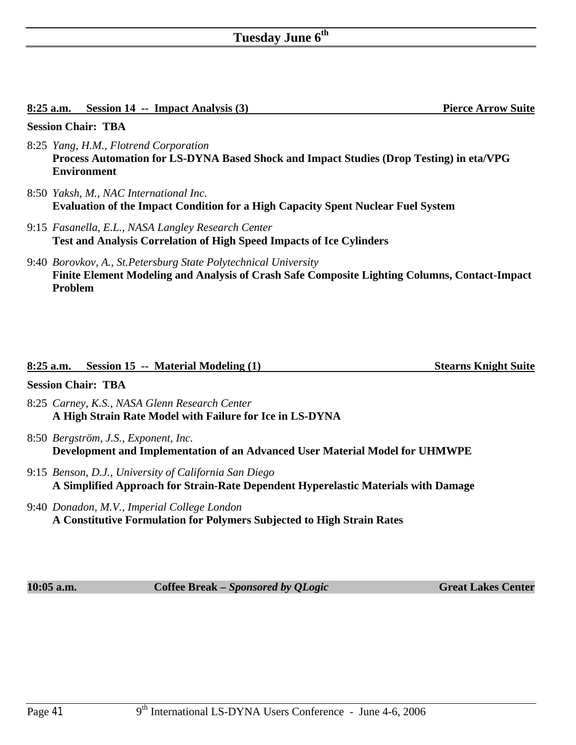# Tuesday June 6th

**8:25 a.m. Session 14 -- Impact Analysis (3) Pierce Arrow Suite**

**Session Chair: TBA**

8:25 *Yang, H.M., Flotrend Corporation*
**Process Automation for LS-DYNA Based Shock and Impact Studies (Drop Testing) in eta/VPG Environment**

8:50 *Yaksh, M., NAC International Inc.*
**Evaluation of the Impact Condition for a High Capacity Spent Nuclear Fuel System**

9:15 *Fasanella, E.L., NASA Langley Research Center*
**Test and Analysis Correlation of High Speed Impacts of Ice Cylinders**

9:40 *Borovkov, A., St.Petersburg State Polytechnical University*
**Finite Element Modeling and Analysis of Crash Safe Composite Lighting Columns, Contact-Impact Problem**

**8:25 a.m. Session 15 -- Material Modeling (1) Stearns Knight Suite**

**Session Chair: TBA**

8:25 *Carney, K.S., NASA Glenn Research Center*
**A High Strain Rate Model with Failure for Ice in LS-DYNA**

8:50 *Bergström, J.S., Exponent, Inc.*
**Development and Implementation of an Advanced User Material Model for UHMWPE**

9:15 *Benson, D.J., University of California San Diego*
**A Simplified Approach for Strain-Rate Dependent Hyperelastic Materials with Damage**

9:40 *Donadon, M.V., Imperial College London*
**A Constitutive Formulation for Polymers Subjected to High Strain Rates**

**10:05 a.m. Coffee Break – *Sponsored by QLogic* Great Lakes Center**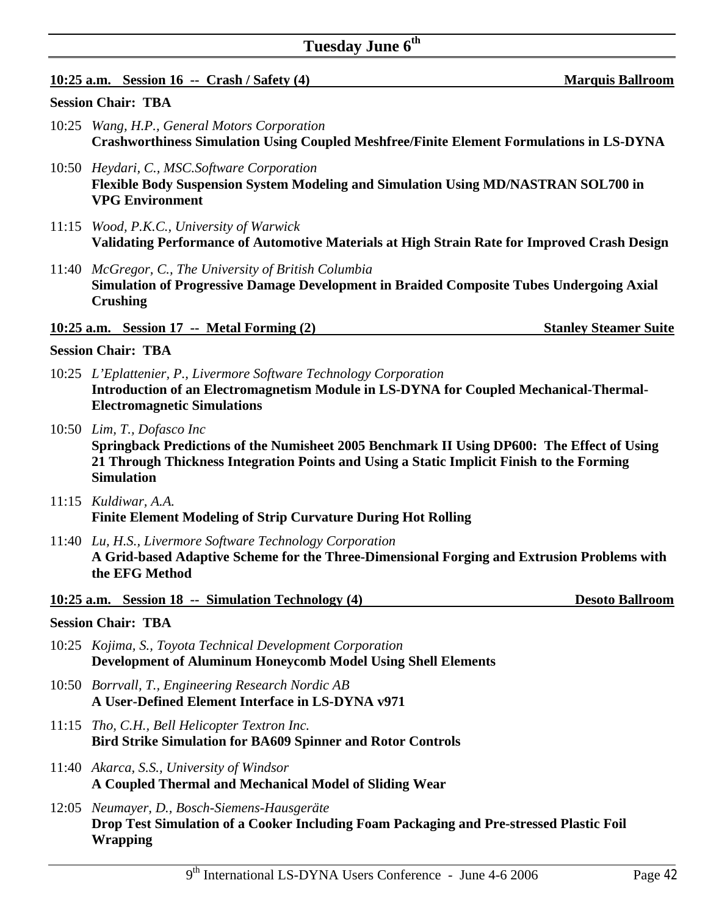# Tuesday June 6th

**10:25 a.m. Session 16 -- Crash / Safety (4)** **Marquis Ballroom**

**Session Chair: TBA**

10:25 *Wang, H.P., General Motors Corporation*
**Crashworthiness Simulation Using Coupled Meshfree/Finite Element Formulations in LS-DYNA**

10:50 *Heydari, C., MSC.Software Corporation*
**Flexible Body Suspension System Modeling and Simulation Using MD/NASTRAN SOL700 in VPG Environment**

11:15 *Wood, P.K.C., University of Warwick*
**Validating Performance of Automotive Materials at High Strain Rate for Improved Crash Design**

11:40 *McGregor, C., The University of British Columbia*
**Simulation of Progressive Damage Development in Braided Composite Tubes Undergoing Axial Crushing**

**10:25 a.m. Session 17 -- Metal Forming (2)** **Stanley Steamer Suite**

**Session Chair: TBA**

10:25 *L'Eplattenier, P., Livermore Software Technology Corporation*
**Introduction of an Electromagnetism Module in LS-DYNA for Coupled Mechanical-Thermal-Electromagnetic Simulations**

10:50 *Lim, T., Dofasco Inc*
**Springback Predictions of the Numisheet 2005 Benchmark II Using DP600: The Effect of Using 21 Through Thickness Integration Points and Using a Static Implicit Finish to the Forming Simulation**

11:15 *Kuldiwar, A.A.*
**Finite Element Modeling of Strip Curvature During Hot Rolling**

11:40 *Lu, H.S., Livermore Software Technology Corporation*
**A Grid-based Adaptive Scheme for the Three-Dimensional Forging and Extrusion Problems with the EFG Method**

**10:25 a.m. Session 18 -- Simulation Technology (4)** **Desoto Ballroom**

**Session Chair: TBA**

10:25 *Kojima, S., Toyota Technical Development Corporation*
**Development of Aluminum Honeycomb Model Using Shell Elements**

10:50 *Borrvall, T., Engineering Research Nordic AB*
**A User-Defined Element Interface in LS-DYNA v971**

11:15 *Tho, C.H., Bell Helicopter Textron Inc.*
**Bird Strike Simulation for BA609 Spinner and Rotor Controls**

11:40 *Akarca, S.S., University of Windsor*
**A Coupled Thermal and Mechanical Model of Sliding Wear**

12:05 *Neumayer, D., Bosch-Siemens-Hausgeräte*
**Drop Test Simulation of a Cooker Including Foam Packaging and Pre-stressed Plastic Foil Wrapping**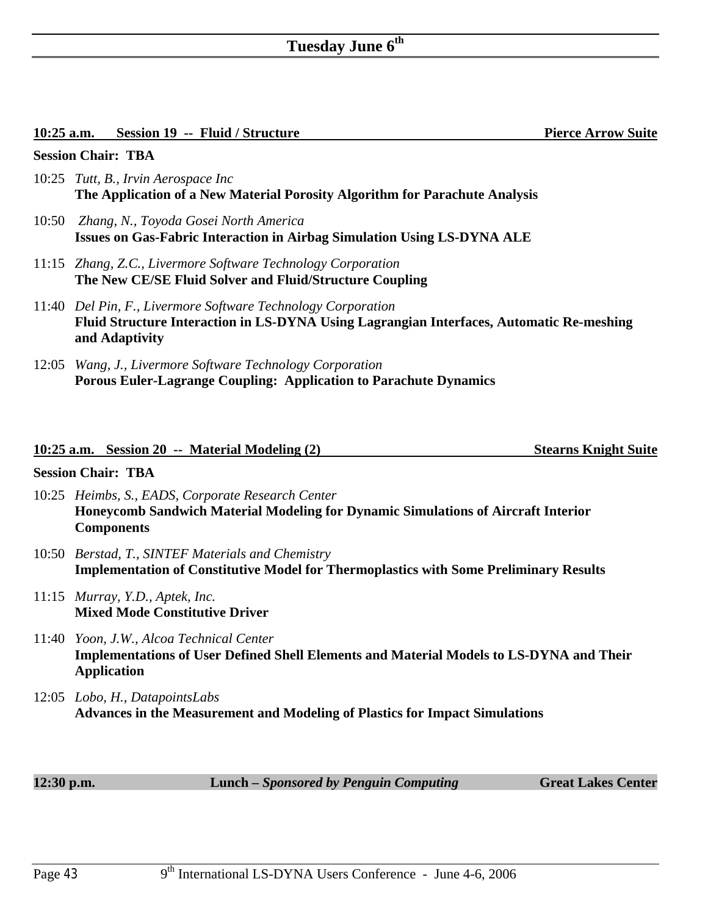# Tuesday June 6th

**10:25 a.m. Session 19 -- Fluid / Structure** **Pierce Arrow Suite**

**Session Chair: TBA**

10:25 *Tutt, B., Irvin Aerospace Inc*
**The Application of a New Material Porosity Algorithm for Parachute Analysis**

10:50 *Zhang, N., Toyoda Gosei North America*
**Issues on Gas-Fabric Interaction in Airbag Simulation Using LS-DYNA ALE**

11:15 *Zhang, Z.C., Livermore Software Technology Corporation*
**The New CE/SE Fluid Solver and Fluid/Structure Coupling**

11:40 *Del Pin, F., Livermore Software Technology Corporation*
**Fluid Structure Interaction in LS-DYNA Using Lagrangian Interfaces, Automatic Re-meshing and Adaptivity**

12:05 *Wang, J., Livermore Software Technology Corporation*
**Porous Euler-Lagrange Coupling: Application to Parachute Dynamics**

**10:25 a.m. Session 20 -- Material Modeling (2)** **Stearns Knight Suite**

**Session Chair: TBA**

10:25 *Heimbs, S., EADS, Corporate Research Center*
**Honeycomb Sandwich Material Modeling for Dynamic Simulations of Aircraft Interior Components**

10:50 *Berstad, T., SINTEF Materials and Chemistry*
**Implementation of Constitutive Model for Thermoplastics with Some Preliminary Results**

11:15 *Murray, Y.D., Aptek, Inc.*
**Mixed Mode Constitutive Driver**

11:40 *Yoon, J.W., Alcoa Technical Center*
**Implementations of User Defined Shell Elements and Material Models to LS-DYNA and Their Application**

12:05 *Lobo, H., DatapointsLabs*
**Advances in the Measurement and Modeling of Plastics for Impact Simulations**

**12:30 p.m.** **Lunch –** ***Sponsored by Penguin Computing*** **Great Lakes Center**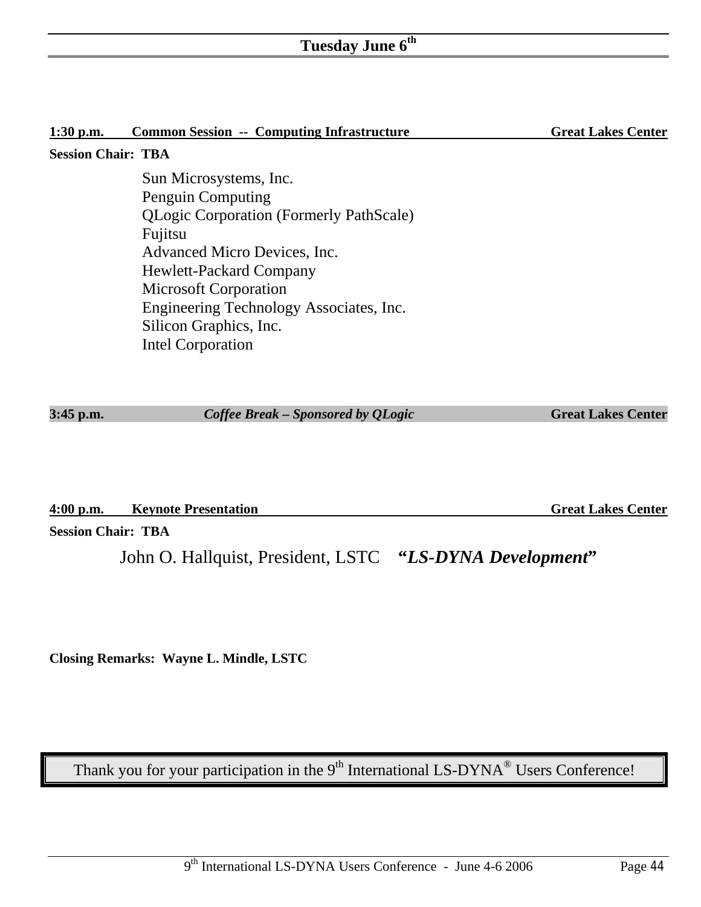## Tuesday June 6th

**1:30 p.m.** **Common Session -- Computing Infrastructure** **Great Lakes Center**

**Session Chair: TBA**

Sun Microsystems, Inc.
Penguin Computing
QLogic Corporation (Formerly PathScale)
Fujitsu
Advanced Micro Devices, Inc.
Hewlett-Packard Company
Microsoft Corporation
Engineering Technology Associates, Inc.
Silicon Graphics, Inc.
Intel Corporation

**3:45 p.m.** ***Coffee Break – Sponsored by QLogic*** **Great Lakes Center**

**4:00 p.m.** **Keynote Presentation** **Great Lakes Center**

**Session Chair: TBA**

John O. Hallquist, President, LSTC ***"LS-DYNA Development"***

**Closing Remarks: Wayne L. Mindle, LSTC**

Thank you for your participation in the 9th International LS-DYNA® Users Conference!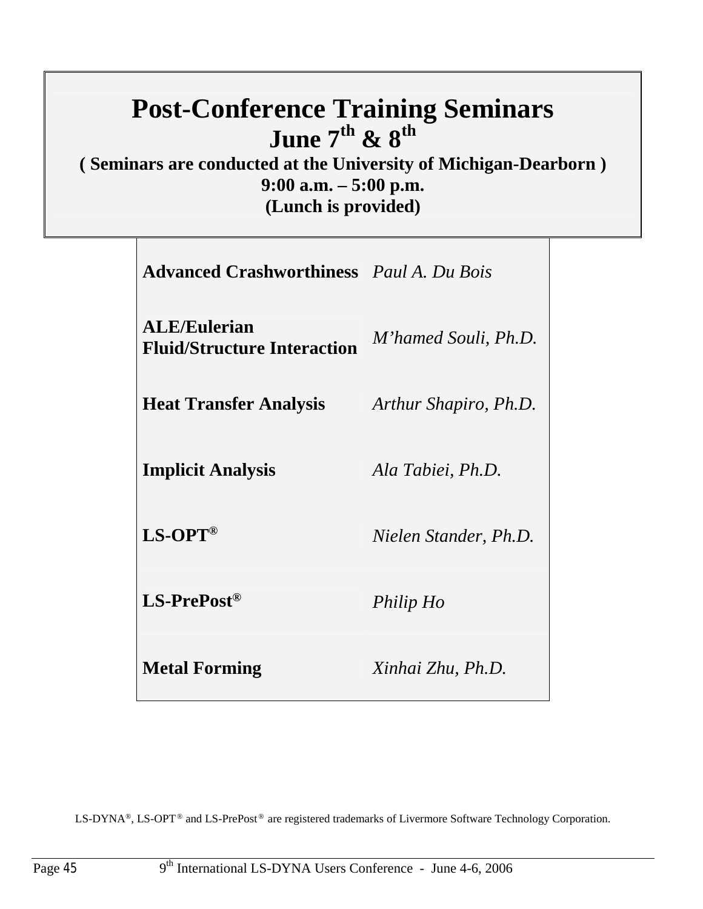# Post-Conference Training Seminars

## June 7th & 8th

**( Seminars are conducted at the University of Michigan-Dearborn )**

**9:00 a.m. – 5:00 p.m.**

**(Lunch is provided)**

| | |
|---|---|
| **Advanced Crashworthiness** | *Paul A. Du Bois* |
| **ALE/Eulerian Fluid/Structure Interaction** | *M'hamed Souli, Ph.D.* |
| **Heat Transfer Analysis** | *Arthur Shapiro, Ph.D.* |
| **Implicit Analysis** | *Ala Tabiei, Ph.D.* |
| **LS-OPT®** | *Nielen Stander, Ph.D.* |
| **LS-PrePost®** | *Philip Ho* |
| **Metal Forming** | *Xinhai Zhu, Ph.D.* |

LS-DYNA®, LS-OPT® and LS-PrePost® are registered trademarks of Livermore Software Technology Corporation.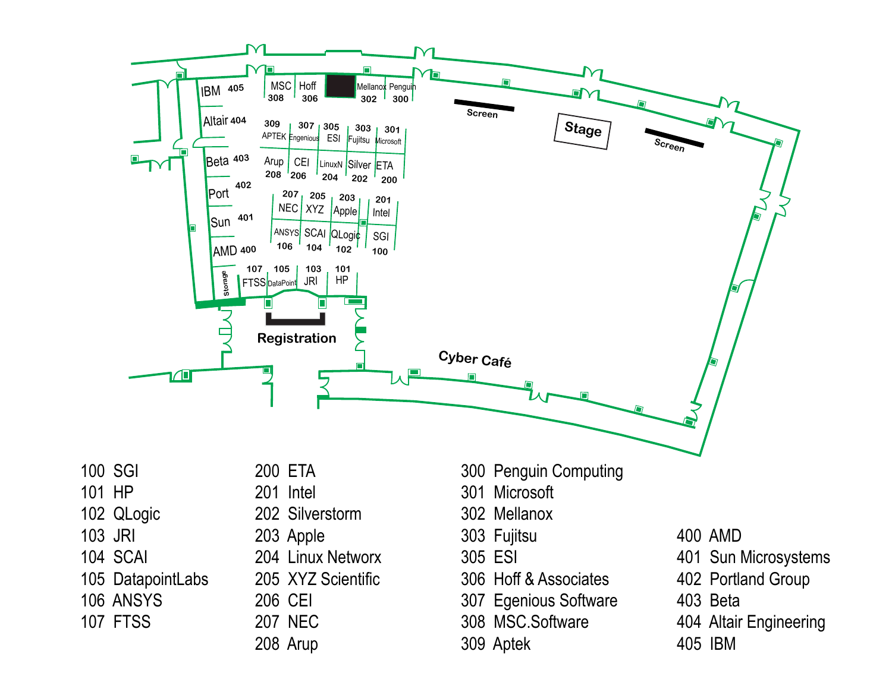Screen

Stage

Screen

Registration

Cyber Café

100 SGI
101 HP
102 QLogic
103 JRI
104 SCAI
105 DatapointLabs
106 ANSYS
107 FTSS

200 ETA
201 Intel
202 Silverstorm
203 Apple
204 Linux Networx
205 XYZ Scientific
206 CEI
207 NEC
208 Arup

300 Penguin Computing
301 Microsoft
302 Mellanox
303 Fujitsu
305 ESI
306 Hoff & Associates
307 Egenious Software
308 MSC.Software
309 Aptek

400 AMD
401 Sun Microsystems
402 Portland Group
403 Beta
404 Altair Engineering
405 IBM